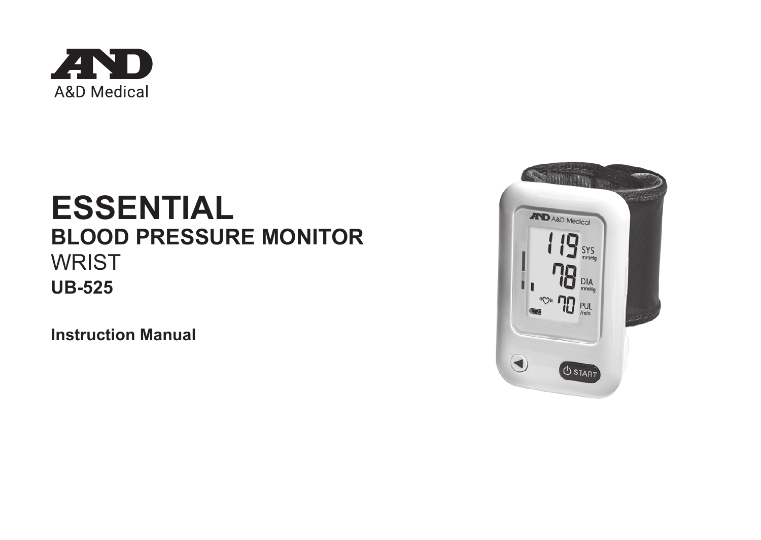A&D Medical

# ESSENTIAL

## BLOOD PRESSURE MONITOR

WRIST

**UB-525**

**Instruction Manual**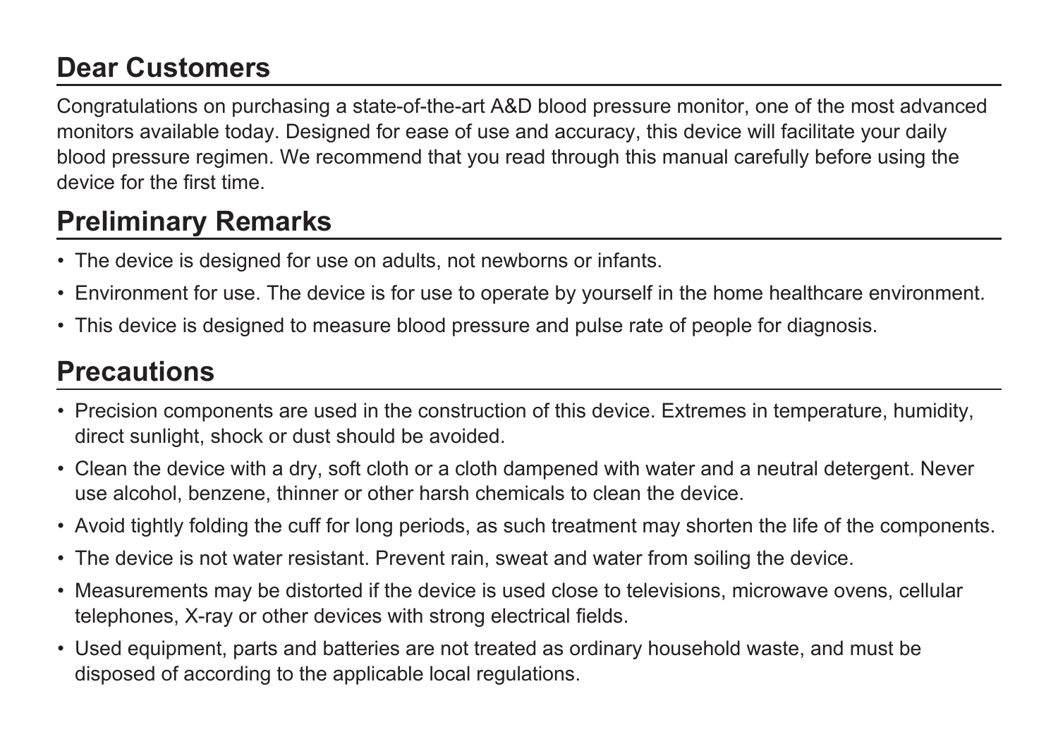## Dear Customers

Congratulations on purchasing a state-of-the-art A&D blood pressure monitor, one of the most advanced monitors available today. Designed for ease of use and accuracy, this device will facilitate your daily blood pressure regimen. We recommend that you read through this manual carefully before using the device for the first time.

## Preliminary Remarks

- The device is designed for use on adults, not newborns or infants.
- Environment for use. The device is for use to operate by yourself in the home healthcare environment.
- This device is designed to measure blood pressure and pulse rate of people for diagnosis.

## Precautions

- Precision components are used in the construction of this device. Extremes in temperature, humidity, direct sunlight, shock or dust should be avoided.
- Clean the device with a dry, soft cloth or a cloth dampened with water and a neutral detergent. Never use alcohol, benzene, thinner or other harsh chemicals to clean the device.
- Avoid tightly folding the cuff for long periods, as such treatment may shorten the life of the components.
- The device is not water resistant. Prevent rain, sweat and water from soiling the device.
- Measurements may be distorted if the device is used close to televisions, microwave ovens, cellular telephones, X-ray or other devices with strong electrical fields.
- Used equipment, parts and batteries are not treated as ordinary household waste, and must be disposed of according to the applicable local regulations.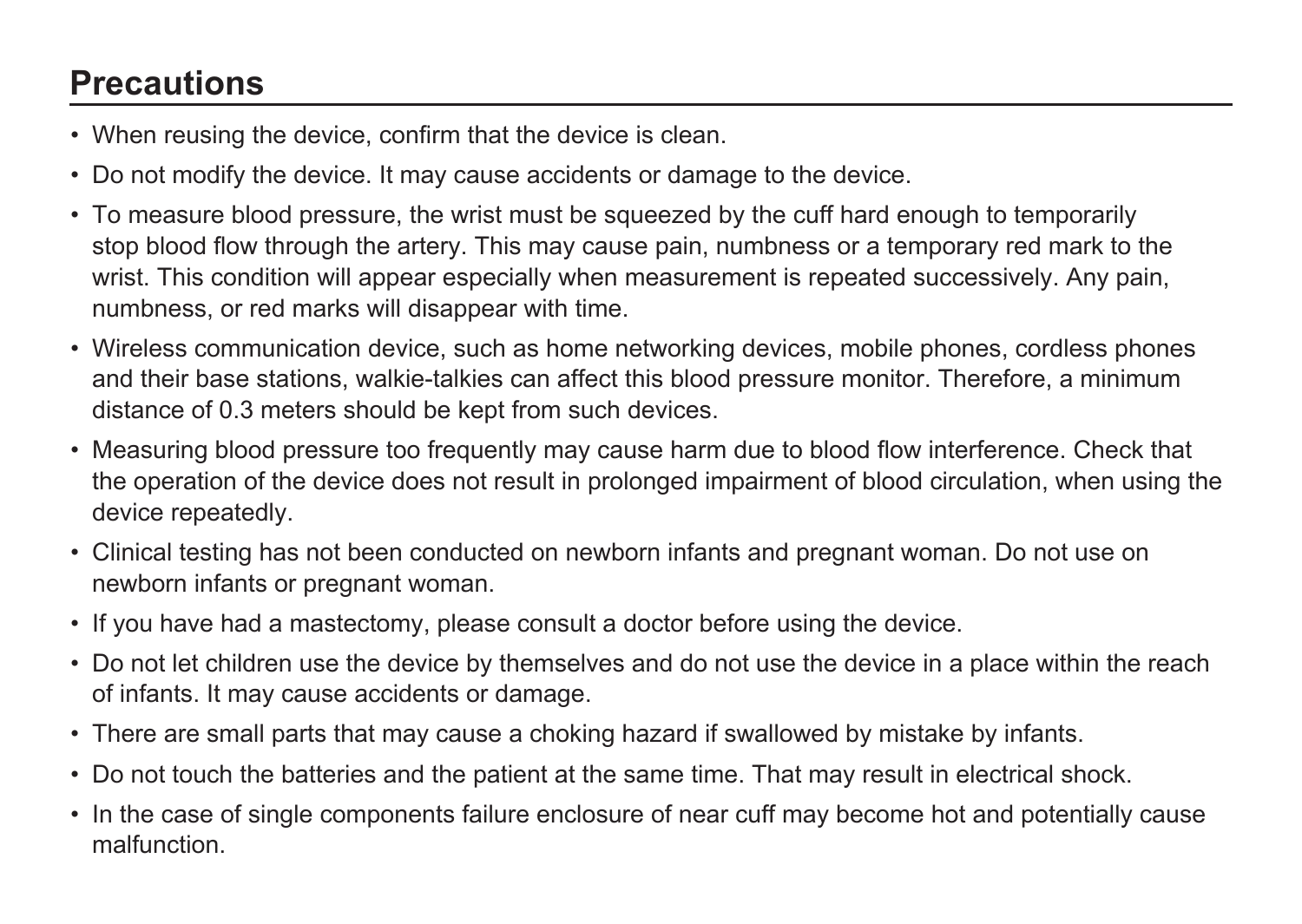## Precautions

- When reusing the device, confirm that the device is clean.
- Do not modify the device. It may cause accidents or damage to the device.
- To measure blood pressure, the wrist must be squeezed by the cuff hard enough to temporarily stop blood flow through the artery. This may cause pain, numbness or a temporary red mark to the wrist. This condition will appear especially when measurement is repeated successively. Any pain, numbness, or red marks will disappear with time.
- Wireless communication device, such as home networking devices, mobile phones, cordless phones and their base stations, walkie-talkies can affect this blood pressure monitor. Therefore, a minimum distance of 0.3 meters should be kept from such devices.
- Measuring blood pressure too frequently may cause harm due to blood flow interference. Check that the operation of the device does not result in prolonged impairment of blood circulation, when using the device repeatedly.
- Clinical testing has not been conducted on newborn infants and pregnant woman. Do not use on newborn infants or pregnant woman.
- If you have had a mastectomy, please consult a doctor before using the device.
- Do not let children use the device by themselves and do not use the device in a place within the reach of infants. It may cause accidents or damage.
- There are small parts that may cause a choking hazard if swallowed by mistake by infants.
- Do not touch the batteries and the patient at the same time. That may result in electrical shock.
- In the case of single components failure enclosure of near cuff may become hot and potentially cause malfunction.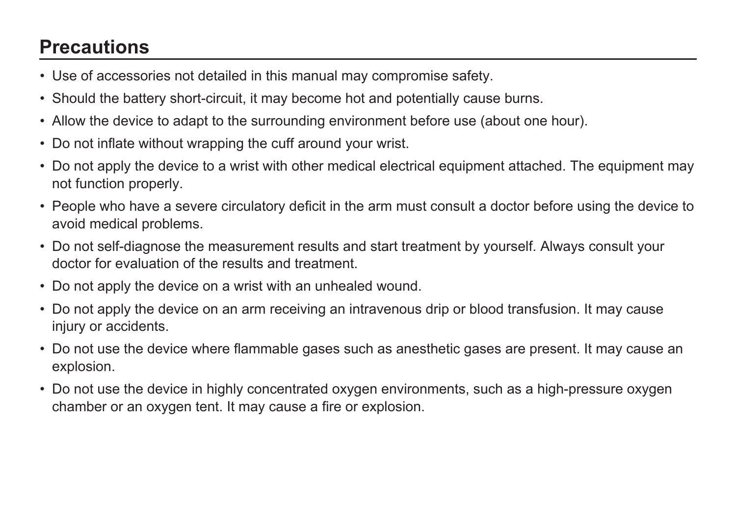## Precautions

- Use of accessories not detailed in this manual may compromise safety.
- Should the battery short-circuit, it may become hot and potentially cause burns.
- Allow the device to adapt to the surrounding environment before use (about one hour).
- Do not inflate without wrapping the cuff around your wrist.
- Do not apply the device to a wrist with other medical electrical equipment attached. The equipment may not function properly.
- People who have a severe circulatory deficit in the arm must consult a doctor before using the device to avoid medical problems.
- Do not self-diagnose the measurement results and start treatment by yourself. Always consult your doctor for evaluation of the results and treatment.
- Do not apply the device on a wrist with an unhealed wound.
- Do not apply the device on an arm receiving an intravenous drip or blood transfusion. It may cause injury or accidents.
- Do not use the device where flammable gases such as anesthetic gases are present. It may cause an explosion.
- Do not use the device in highly concentrated oxygen environments, such as a high-pressure oxygen chamber or an oxygen tent. It may cause a fire or explosion.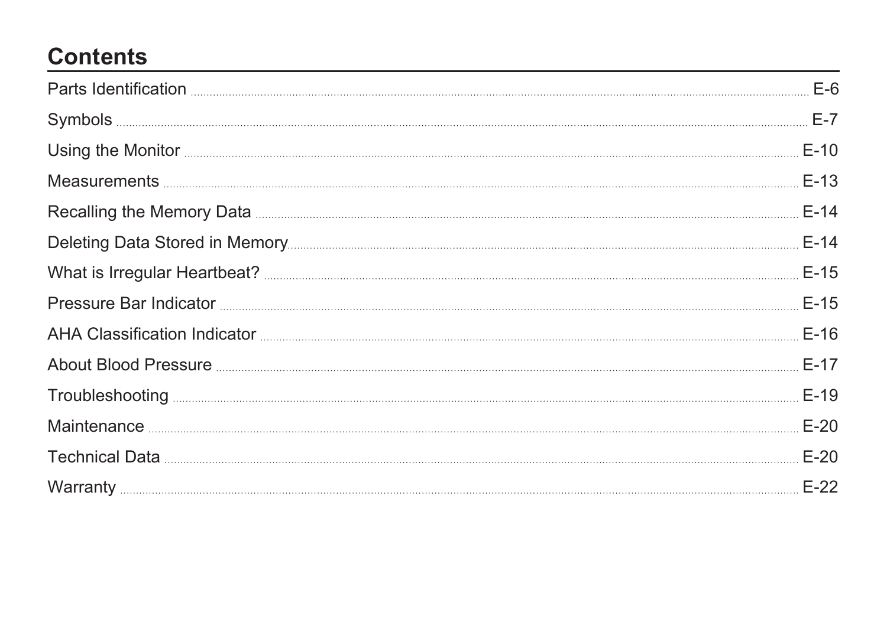# Contents

| | |
|---|---|
| Parts Identification | E-6 |
| Symbols | E-7 |
| Using the Monitor | E-10 |
| Measurements | E-13 |
| Recalling the Memory Data | E-14 |
| Deleting Data Stored in Memory | E-14 |
| What is Irregular Heartbeat? | E-15 |
| Pressure Bar Indicator | E-15 |
| AHA Classification Indicator | E-16 |
| About Blood Pressure | E-17 |
| Troubleshooting | E-19 |
| Maintenance | E-20 |
| Technical Data | E-20 |
| Warranty | E-22 |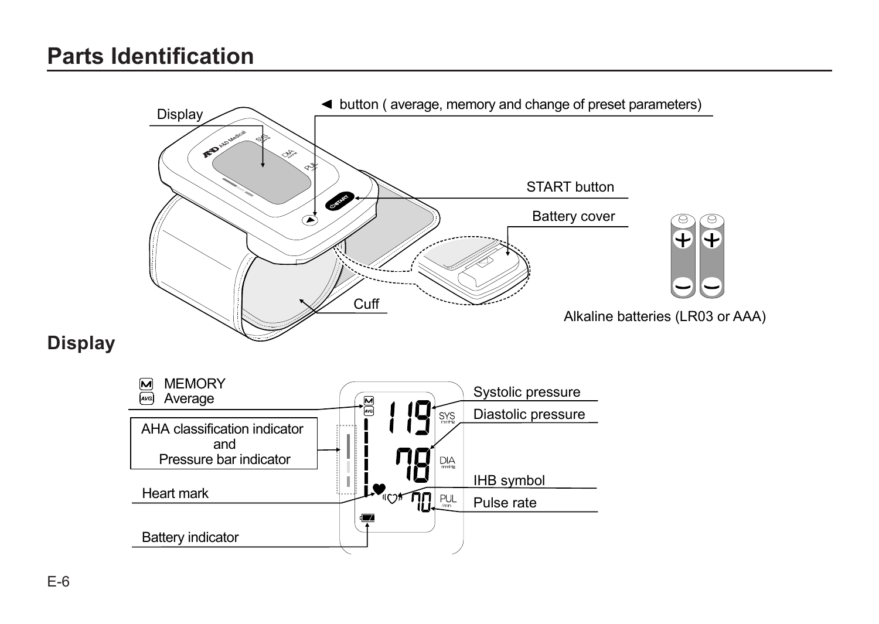# Parts Identification

Display

◄ button ( average, memory and change of preset parameters)

START button

Battery cover

Cuff

Alkaline batteries (LR03 or AAA)

## Display

MEMORY

Average

AHA classification indicator and Pressure bar indicator

Heart mark

Battery indicator

Systolic pressure

Diastolic pressure

IHB symbol

Pulse rate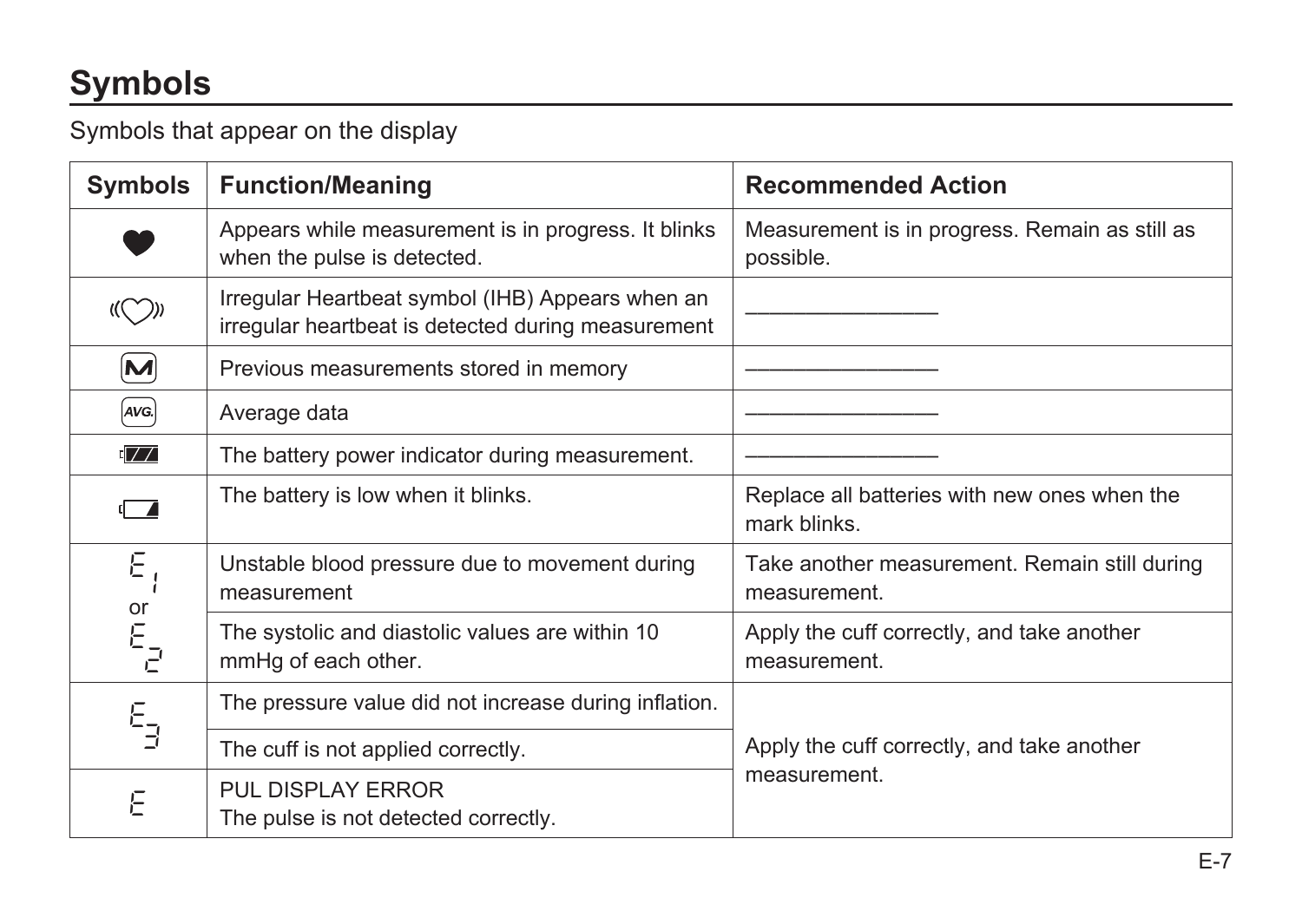## Symbols

Symbols that appear on the display

| Symbols | Function/Meaning | Recommended Action |
|---|---|---|
| ♥ | Appears while measurement is in progress. It blinks when the pulse is detected. | Measurement is in progress. Remain as still as possible. |
| ((♡)) | Irregular Heartbeat symbol (IHB) Appears when an irregular heartbeat is detected during measurement | ———————— |
| M | Previous measurements stored in memory | ———————— |
| AVG. | Average data | ———————— |
| (battery full) | The battery power indicator during measurement. | ———————— |
| (battery low) | The battery is low when it blinks. | Replace all batteries with new ones when the mark blinks. |
| E 1 or E 2 | Unstable blood pressure due to movement during measurement | Take another measurement. Remain still during measurement. |
| | The systolic and diastolic values are within 10 mmHg of each other. | Apply the cuff correctly, and take another measurement. |
| E 3 | The pressure value did not increase during inflation. | Apply the cuff correctly, and take another measurement. |
| | The cuff is not applied correctly. | |
| E | PUL DISPLAY ERROR<br>The pulse is not detected correctly. | |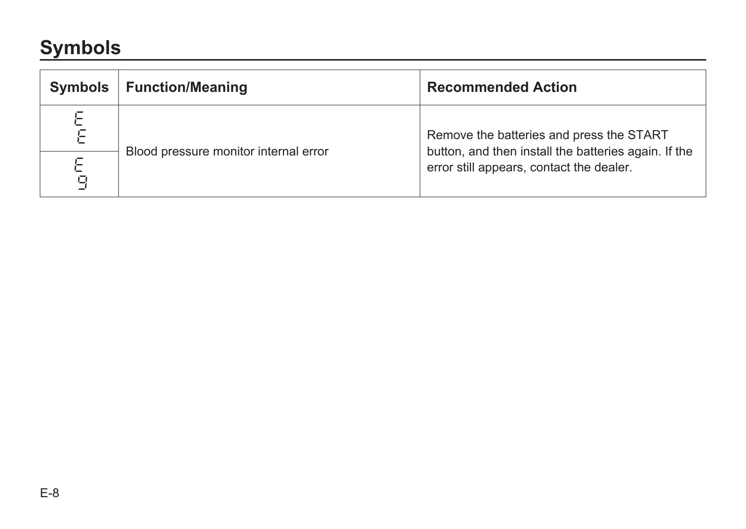## Symbols

| Symbols | Function/Meaning | Recommended Action |
|---|---|---|
| E E | Blood pressure monitor internal error | Remove the batteries and press the START button, and then install the batteries again. If the error still appears, contact the dealer. |
| E 9 | | |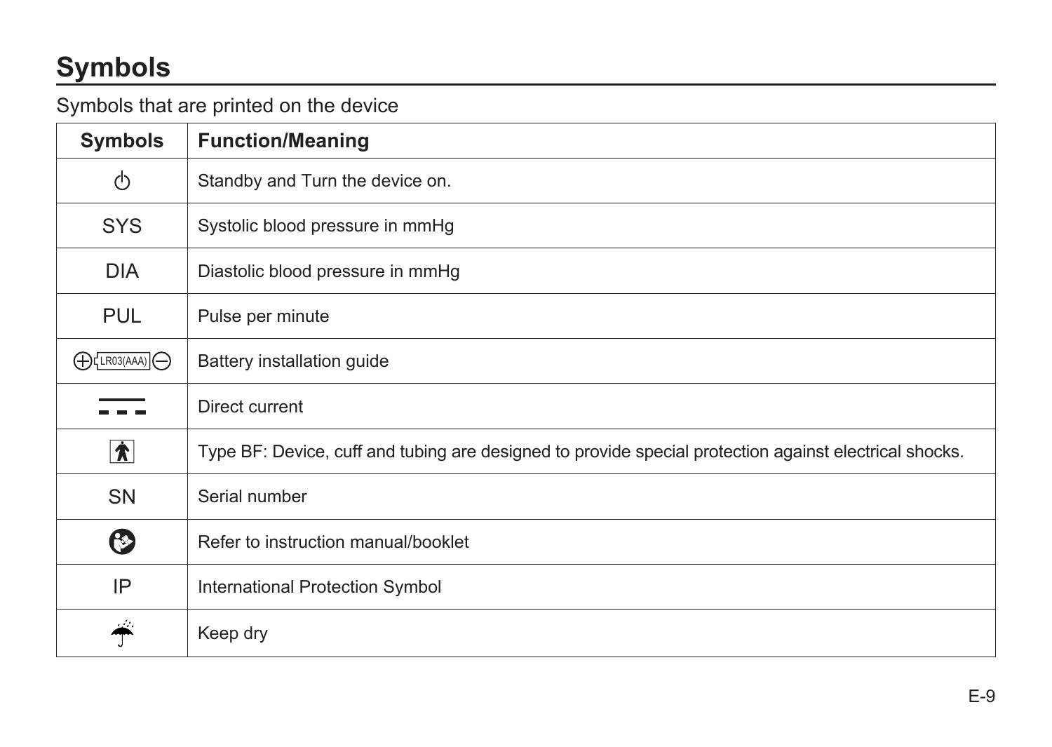# Symbols

Symbols that are printed on the device

| Symbols | Function/Meaning |
| --- | --- |
| ⏻ | Standby and Turn the device on. |
| SYS | Systolic blood pressure in mmHg |
| DIA | Diastolic blood pressure in mmHg |
| PUL | Pulse per minute |
| ⊕ LR03(AAA) ⊖ | Battery installation guide |
| ⎓ | Direct current |
| Type BF symbol | Type BF: Device, cuff and tubing are designed to provide special protection against electrical shocks. |
| SN | Serial number |
| Instruction manual symbol | Refer to instruction manual/booklet |
| IP | International Protection Symbol |
| ☂ | Keep dry |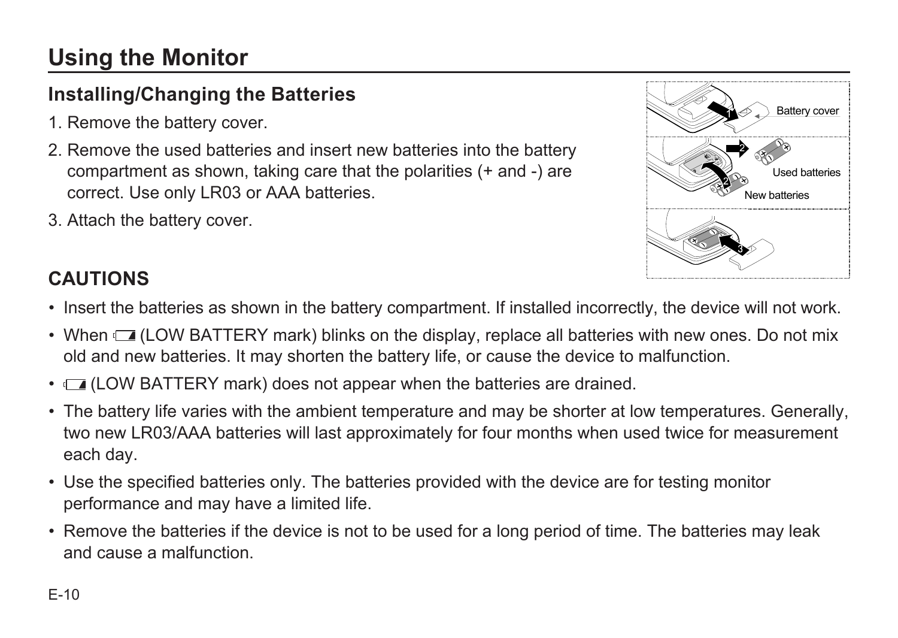# Using the Monitor

## Installing/Changing the Batteries

1. Remove the battery cover.
2. Remove the used batteries and insert new batteries into the battery compartment as shown, taking care that the polarities (+ and -) are correct. Use only LR03 or AAA batteries.
3. Attach the battery cover.

Battery cover

Used batteries

New batteries

## CAUTIONS

- Insert the batteries as shown in the battery compartment. If installed incorrectly, the device will not work.
- When (LOW BATTERY mark) blinks on the display, replace all batteries with new ones. Do not mix old and new batteries. It may shorten the battery life, or cause the device to malfunction.
- (LOW BATTERY mark) does not appear when the batteries are drained.
- The battery life varies with the ambient temperature and may be shorter at low temperatures. Generally, two new LR03/AAA batteries will last approximately for four months when used twice for measurement each day.
- Use the specified batteries only. The batteries provided with the device are for testing monitor performance and may have a limited life.
- Remove the batteries if the device is not to be used for a long period of time. The batteries may leak and cause a malfunction.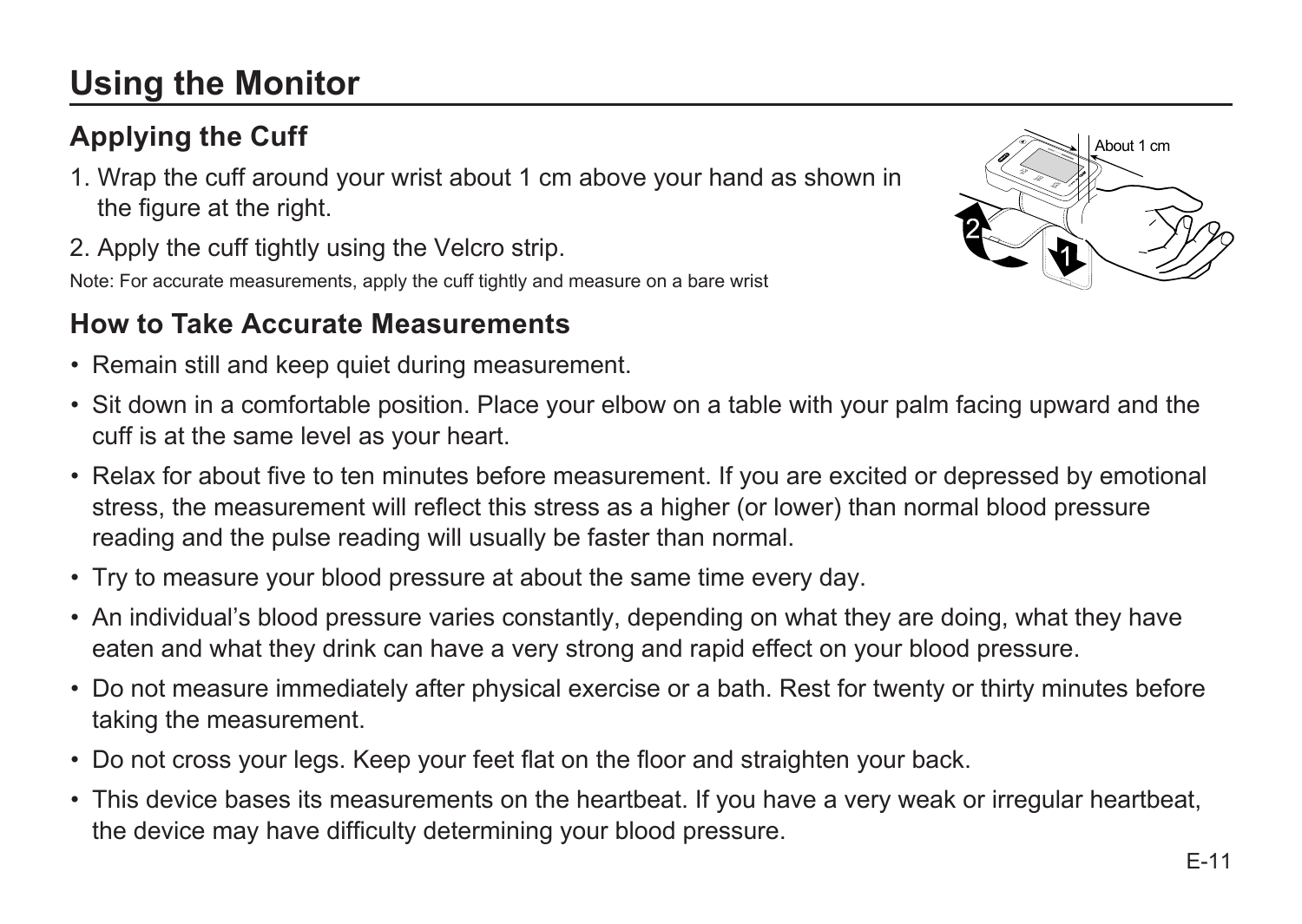# Using the Monitor

## Applying the Cuff

1. Wrap the cuff around your wrist about 1 cm above your hand as shown in the figure at the right.
2. Apply the cuff tightly using the Velcro strip.

Note: For accurate measurements, apply the cuff tightly and measure on a bare wrist

## How to Take Accurate Measurements

- Remain still and keep quiet during measurement.
- Sit down in a comfortable position. Place your elbow on a table with your palm facing upward and the cuff is at the same level as your heart.
- Relax for about five to ten minutes before measurement. If you are excited or depressed by emotional stress, the measurement will reflect this stress as a higher (or lower) than normal blood pressure reading and the pulse reading will usually be faster than normal.
- Try to measure your blood pressure at about the same time every day.
- An individual's blood pressure varies constantly, depending on what they are doing, what they have eaten and what they drink can have a very strong and rapid effect on your blood pressure.
- Do not measure immediately after physical exercise or a bath. Rest for twenty or thirty minutes before taking the measurement.
- Do not cross your legs. Keep your feet flat on the floor and straighten your back.
- This device bases its measurements on the heartbeat. If you have a very weak or irregular heartbeat, the device may have difficulty determining your blood pressure.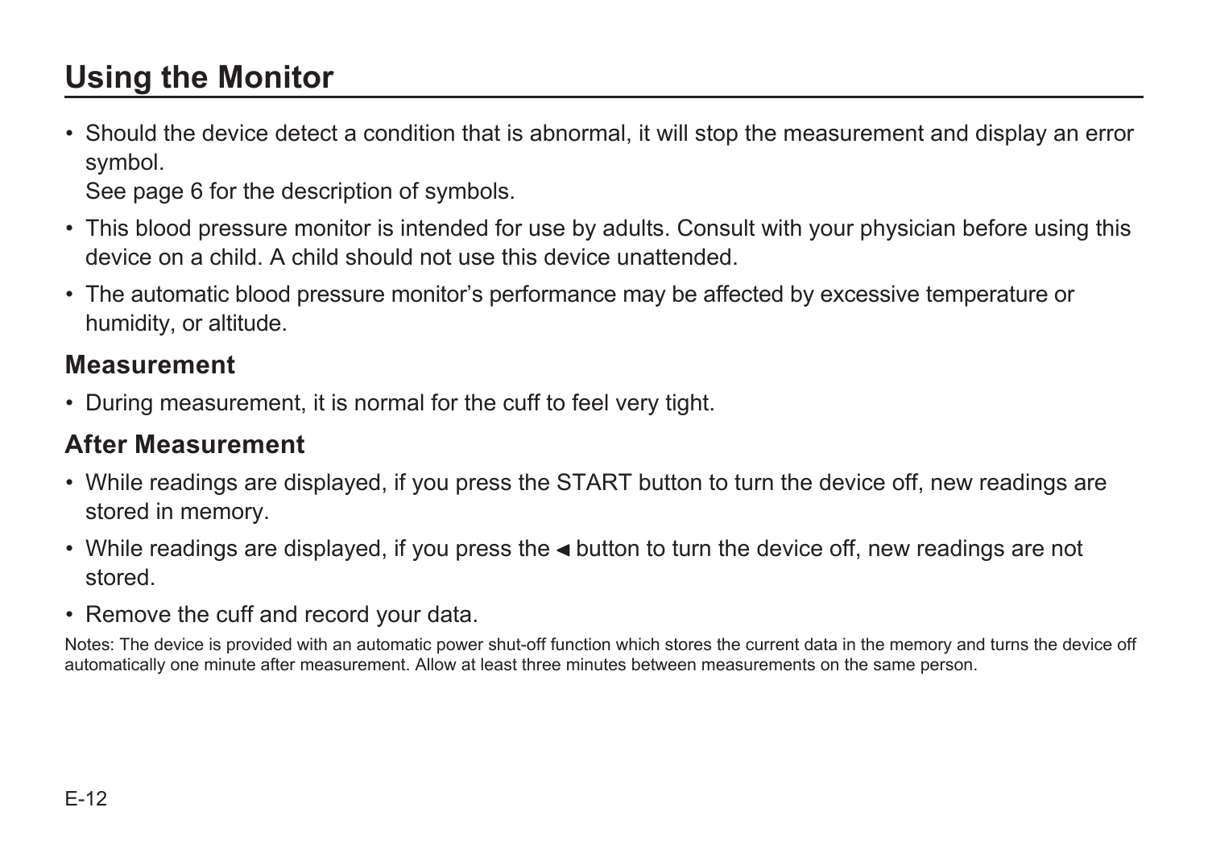# Using the Monitor

- Should the device detect a condition that is abnormal, it will stop the measurement and display an error symbol.
  See page 6 for the description of symbols.
- This blood pressure monitor is intended for use by adults. Consult with your physician before using this device on a child. A child should not use this device unattended.
- The automatic blood pressure monitor's performance may be affected by excessive temperature or humidity, or altitude.

## Measurement

- During measurement, it is normal for the cuff to feel very tight.

## After Measurement

- While readings are displayed, if you press the START button to turn the device off, new readings are stored in memory.
- While readings are displayed, if you press the ◀ button to turn the device off, new readings are not stored.
- Remove the cuff and record your data.

Notes: The device is provided with an automatic power shut-off function which stores the current data in the memory and turns the device off automatically one minute after measurement. Allow at least three minutes between measurements on the same person.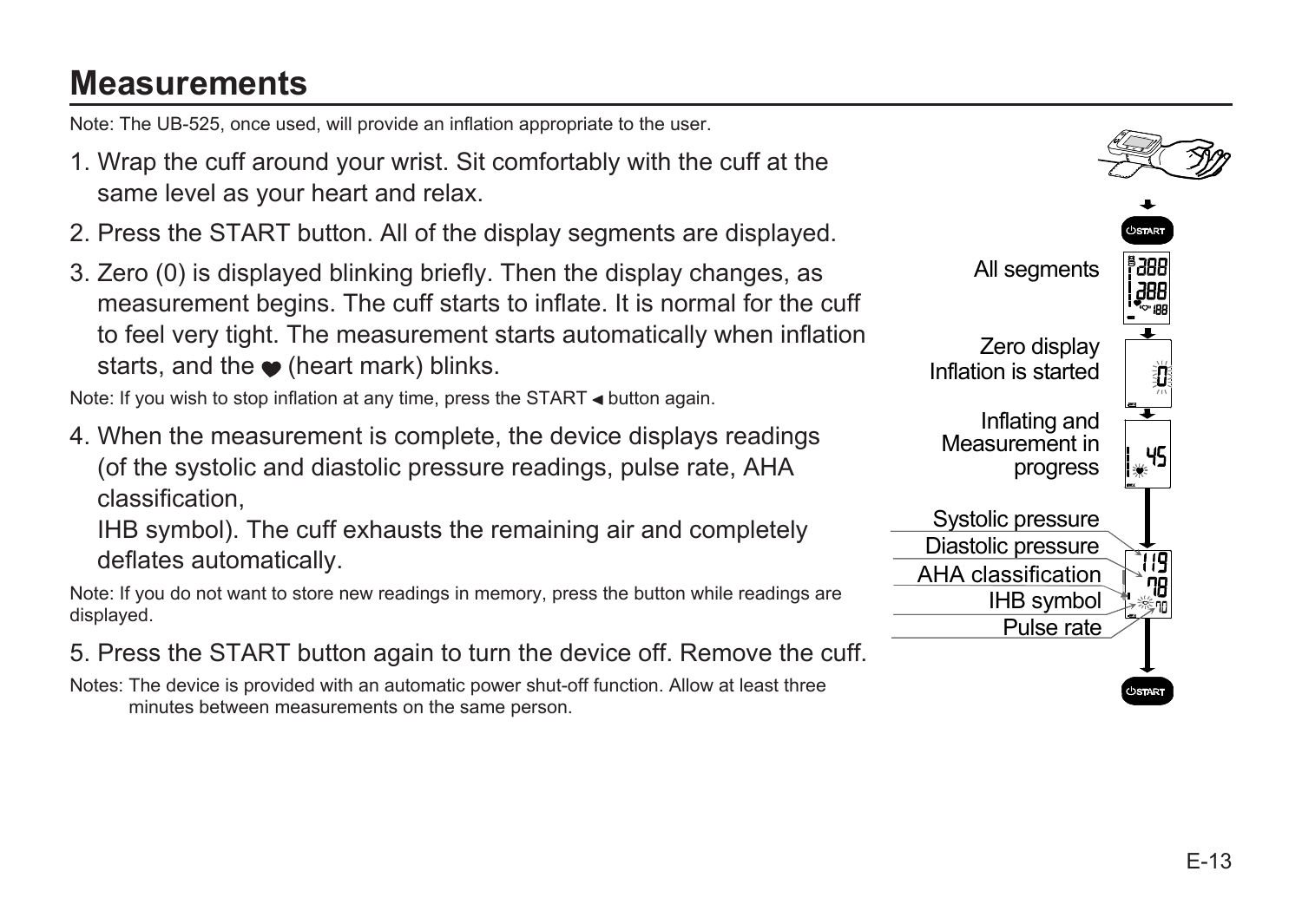# Measurements

Note: The UB-525, once used, will provide an inflation appropriate to the user.

1. Wrap the cuff around your wrist. Sit comfortably with the cuff at the same level as your heart and relax.
2. Press the START button. All of the display segments are displayed.
3. Zero (0) is displayed blinking briefly. Then the display changes, as measurement begins. The cuff starts to inflate. It is normal for the cuff to feel very tight. The measurement starts automatically when inflation starts, and the ♥ (heart mark) blinks.

Note: If you wish to stop inflation at any time, press the START ◀ button again.

4. When the measurement is complete, the device displays readings (of the systolic and diastolic pressure readings, pulse rate, AHA classification,
   IHB symbol). The cuff exhausts the remaining air and completely deflates automatically.

Note: If you do not want to store new readings in memory, press the button while readings are displayed.

5. Press the START button again to turn the device off. Remove the cuff.

Notes: The device is provided with an automatic power shut-off function. Allow at least three minutes between measurements on the same person.

START

All segments

Zero display
Inflation is started

Inflating and
Measurement in
progress

Systolic pressure
Diastolic pressure
AHA classification
IHB symbol
Pulse rate

START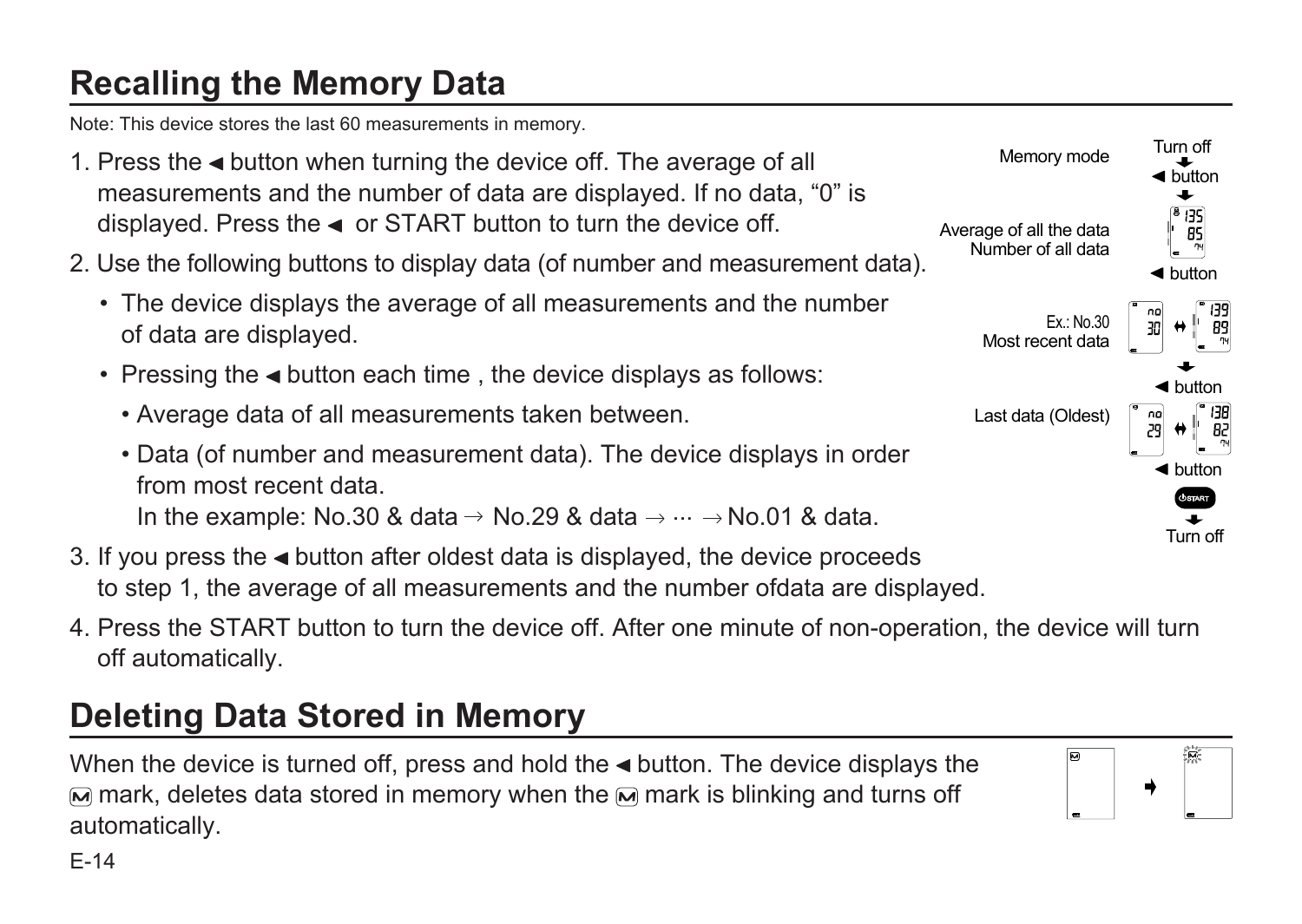## Recalling the Memory Data

Note: This device stores the last 60 measurements in memory.

1. Press the ◀ button when turning the device off. The average of all measurements and the number of data are displayed. If no data, “0” is displayed. Press the ◀ or START button to turn the device off.
2. Use the following buttons to display data (of number and measurement data).
   - The device displays the average of all measurements and the number of data are displayed.
   - Pressing the ◀ button each time , the device displays as follows:
     - Average data of all measurements taken between.
     - Data (of number and measurement data). The device displays in order from most recent data.
       In the example: No.30 & data → No.29 & data → ··· → No.01 & data.
3. If you press the ◀ button after oldest data is displayed, the device proceeds to step 1, the average of all measurements and the number ofdata are displayed.
4. Press the START button to turn the device off. After one minute of non-operation, the device will turn off automatically.

Memory mode: Turn off → ◀ button → Average of all the data / Number of all data → ◀ button → Ex.: No.30 Most recent data → ◀ button → Last data (Oldest) → ◀ button / START → Turn off

## Deleting Data Stored in Memory

When the device is turned off, press and hold the ◀ button. The device displays the Ⓜ mark, deletes data stored in memory when the Ⓜ mark is blinking and turns off automatically.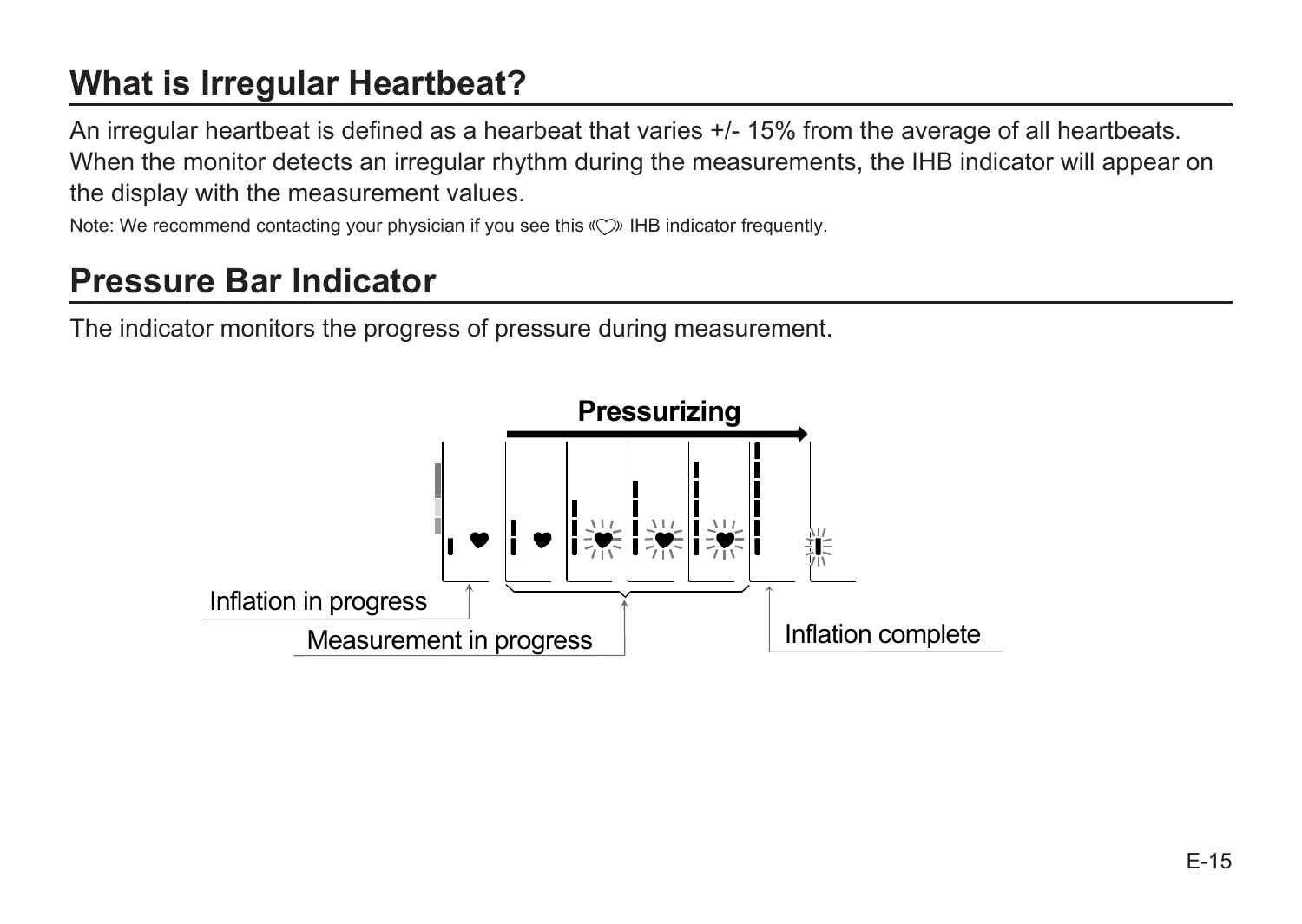## What is Irregular Heartbeat?

An irregular heartbeat is defined as a hearbeat that varies +/- 15% from the average of all heartbeats. When the monitor detects an irregular rhythm during the measurements, the IHB indicator will appear on the display with the measurement values.

Note: We recommend contacting your physician if you see this IHB indicator frequently.

## Pressure Bar Indicator

The indicator monitors the progress of pressure during measurement.

Pressurizing

Inflation in progress

Measurement in progress

Inflation complete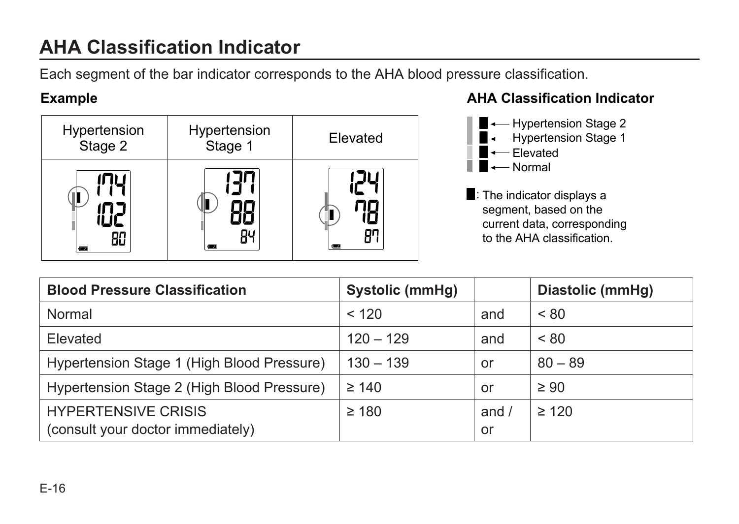# AHA Classification Indicator

Each segment of the bar indicator corresponds to the AHA blood pressure classification.

### Example

| Hypertension Stage 2 | Hypertension Stage 1 | Elevated |
|---|---|---|
| 174 / 102 / 80 | 137 / 88 / 84 | 124 / 78 / 87 |

### AHA Classification Indicator

- ← Hypertension Stage 2
- ← Hypertension Stage 1
- ← Elevated
- ← Normal

█ : The indicator displays a segment, based on the current data, corresponding to the AHA classification.

| Blood Pressure Classification | Systolic (mmHg) | | Diastolic (mmHg) |
|---|---|---|---|
| Normal | < 120 | and | < 80 |
| Elevated | 120 – 129 | and | < 80 |
| Hypertension Stage 1 (High Blood Pressure) | 130 – 139 | or | 80 – 89 |
| Hypertension Stage 2 (High Blood Pressure) | ≥ 140 | or | ≥ 90 |
| HYPERTENSIVE CRISIS (consult your doctor immediately) | ≥ 180 | and / or | ≥ 120 |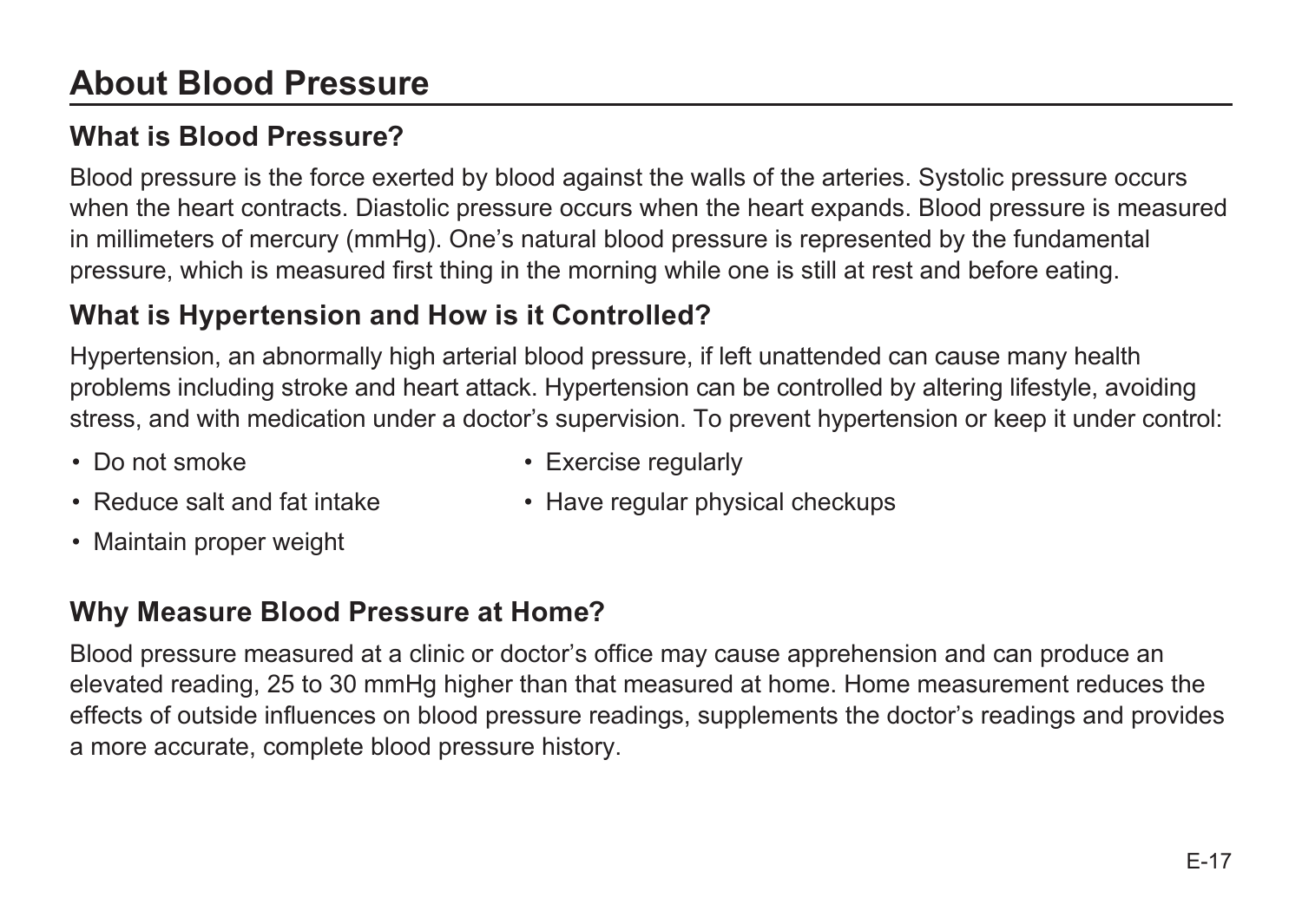# About Blood Pressure

## What is Blood Pressure?

Blood pressure is the force exerted by blood against the walls of the arteries. Systolic pressure occurs when the heart contracts. Diastolic pressure occurs when the heart expands. Blood pressure is measured in millimeters of mercury (mmHg). One's natural blood pressure is represented by the fundamental pressure, which is measured first thing in the morning while one is still at rest and before eating.

## What is Hypertension and How is it Controlled?

Hypertension, an abnormally high arterial blood pressure, if left unattended can cause many health problems including stroke and heart attack. Hypertension can be controlled by altering lifestyle, avoiding stress, and with medication under a doctor's supervision. To prevent hypertension or keep it under control:

- Do not smoke
- Reduce salt and fat intake
- Maintain proper weight
- Exercise regularly
- Have regular physical checkups

## Why Measure Blood Pressure at Home?

Blood pressure measured at a clinic or doctor's office may cause apprehension and can produce an elevated reading, 25 to 30 mmHg higher than that measured at home. Home measurement reduces the effects of outside influences on blood pressure readings, supplements the doctor's readings and provides a more accurate, complete blood pressure history.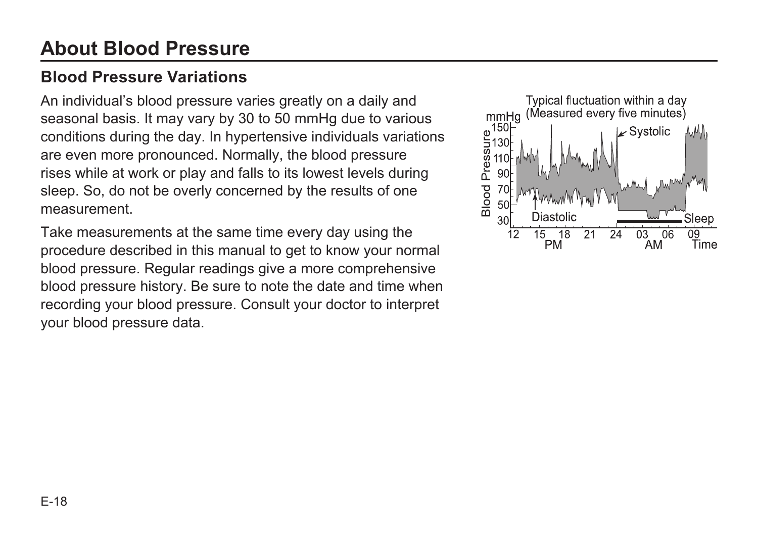# About Blood Pressure

## Blood Pressure Variations

An individual's blood pressure varies greatly on a daily and seasonal basis. It may vary by 30 to 50 mmHg due to various conditions during the day. In hypertensive individuals variations are even more pronounced. Normally, the blood pressure rises while at work or play and falls to its lowest levels during sleep. So, do not be overly concerned by the results of one measurement.

Take measurements at the same time every day using the procedure described in this manual to get to know your normal blood pressure. Regular readings give a more comprehensive blood pressure history. Be sure to note the date and time when recording your blood pressure. Consult your doctor to interpret your blood pressure data.

Typical fluctuation within a day (Measured every five minutes)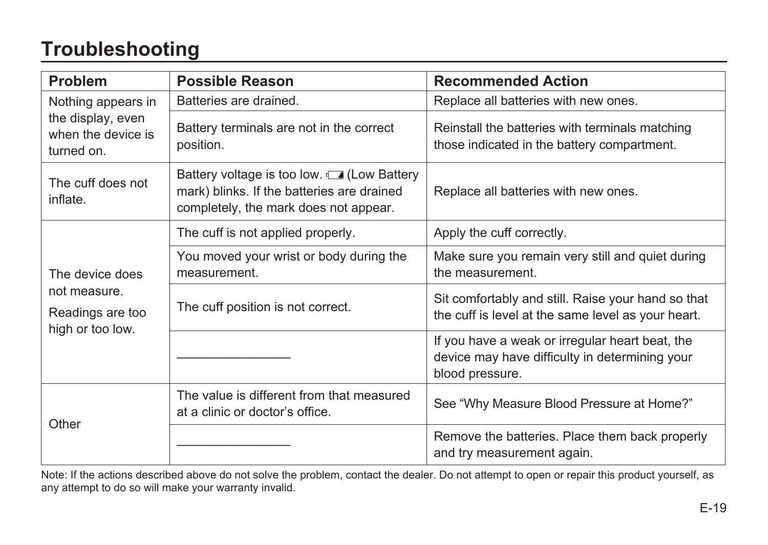# Troubleshooting

| Problem | Possible Reason | Recommended Action |
|---|---|---|
| Nothing appears in the display, even when the device is turned on. | Batteries are drained. | Replace all batteries with new ones. |
| | Battery terminals are not in the correct position. | Reinstall the batteries with terminals matching those indicated in the battery compartment. |
| The cuff does not inflate. | Battery voltage is too low. (Low Battery mark) blinks. If the batteries are drained completely, the mark does not appear. | Replace all batteries with new ones. |
| The device does not measure. Readings are too high or too low. | The cuff is not applied properly. | Apply the cuff correctly. |
| | You moved your wrist or body during the measurement. | Make sure you remain very still and quiet during the measurement. |
| | The cuff position is not correct. | Sit comfortably and still. Raise your hand so that the cuff is level at the same level as your heart. |
| | ———————— | If you have a weak or irregular heart beat, the device may have difficulty in determining your blood pressure. |
| Other | The value is different from that measured at a clinic or doctor's office. | See "Why Measure Blood Pressure at Home?" |
| | ———————— | Remove the batteries. Place them back properly and try measurement again. |

Note: If the actions described above do not solve the problem, contact the dealer. Do not attempt to open or repair this product yourself, as any attempt to do so will make your warranty invalid.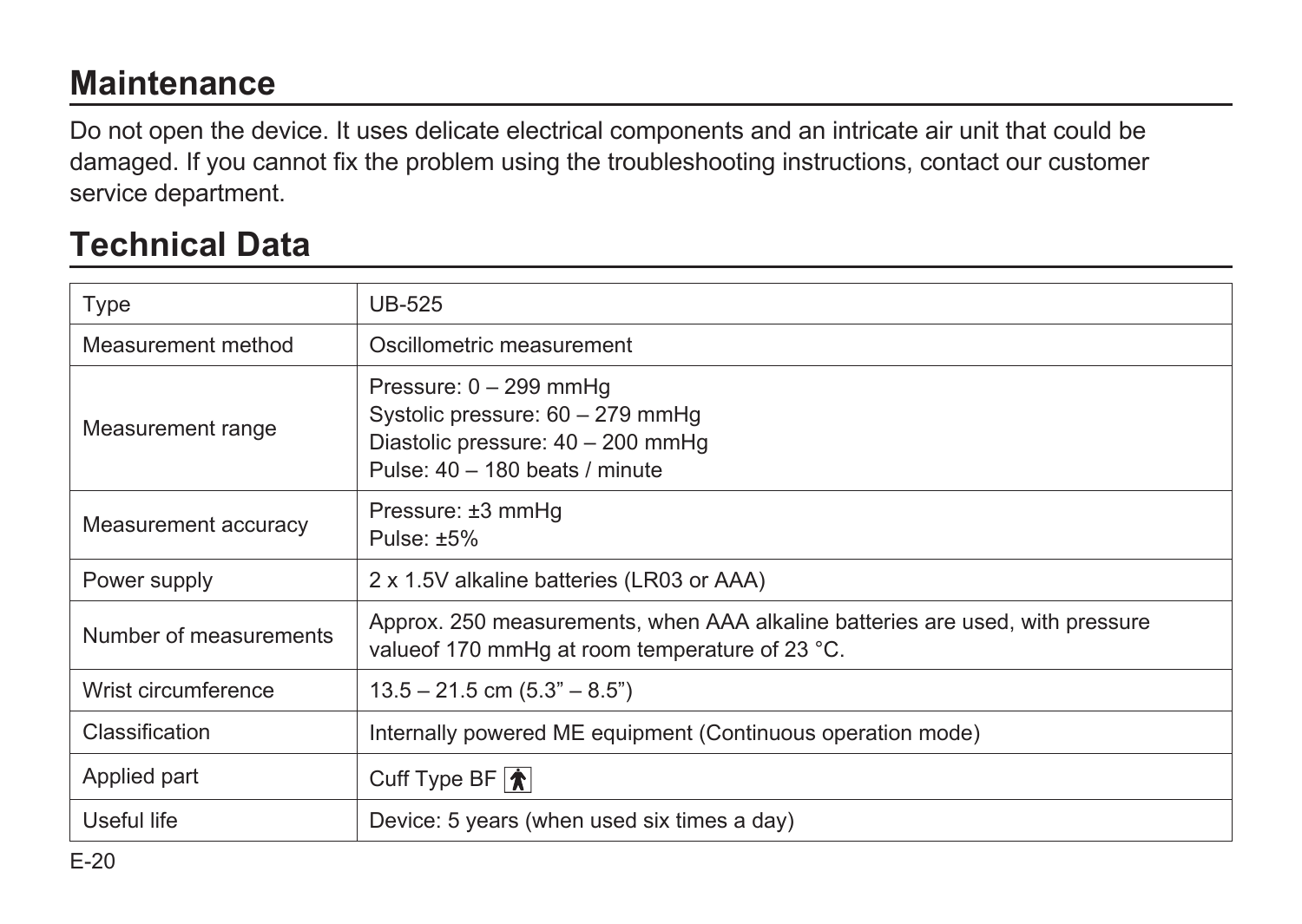## Maintenance

Do not open the device. It uses delicate electrical components and an intricate air unit that could be damaged. If you cannot fix the problem using the troubleshooting instructions, contact our customer service department.

## Technical Data

| Type | UB-525 |
|---|---|
| Measurement method | Oscillometric measurement |
| Measurement range | Pressure: 0 – 299 mmHg<br>Systolic pressure: 60 – 279 mmHg<br>Diastolic pressure: 40 – 200 mmHg<br>Pulse: 40 – 180 beats / minute |
| Measurement accuracy | Pressure: ±3 mmHg<br>Pulse: ±5% |
| Power supply | 2 x 1.5V alkaline batteries (LR03 or AAA) |
| Number of measurements | Approx. 250 measurements, when AAA alkaline batteries are used, with pressure valueof 170 mmHg at room temperature of 23 °C. |
| Wrist circumference | 13.5 – 21.5 cm (5.3" – 8.5") |
| Classification | Internally powered ME equipment (Continuous operation mode) |
| Applied part | Cuff Type BF |
| Useful life | Device: 5 years (when used six times a day) |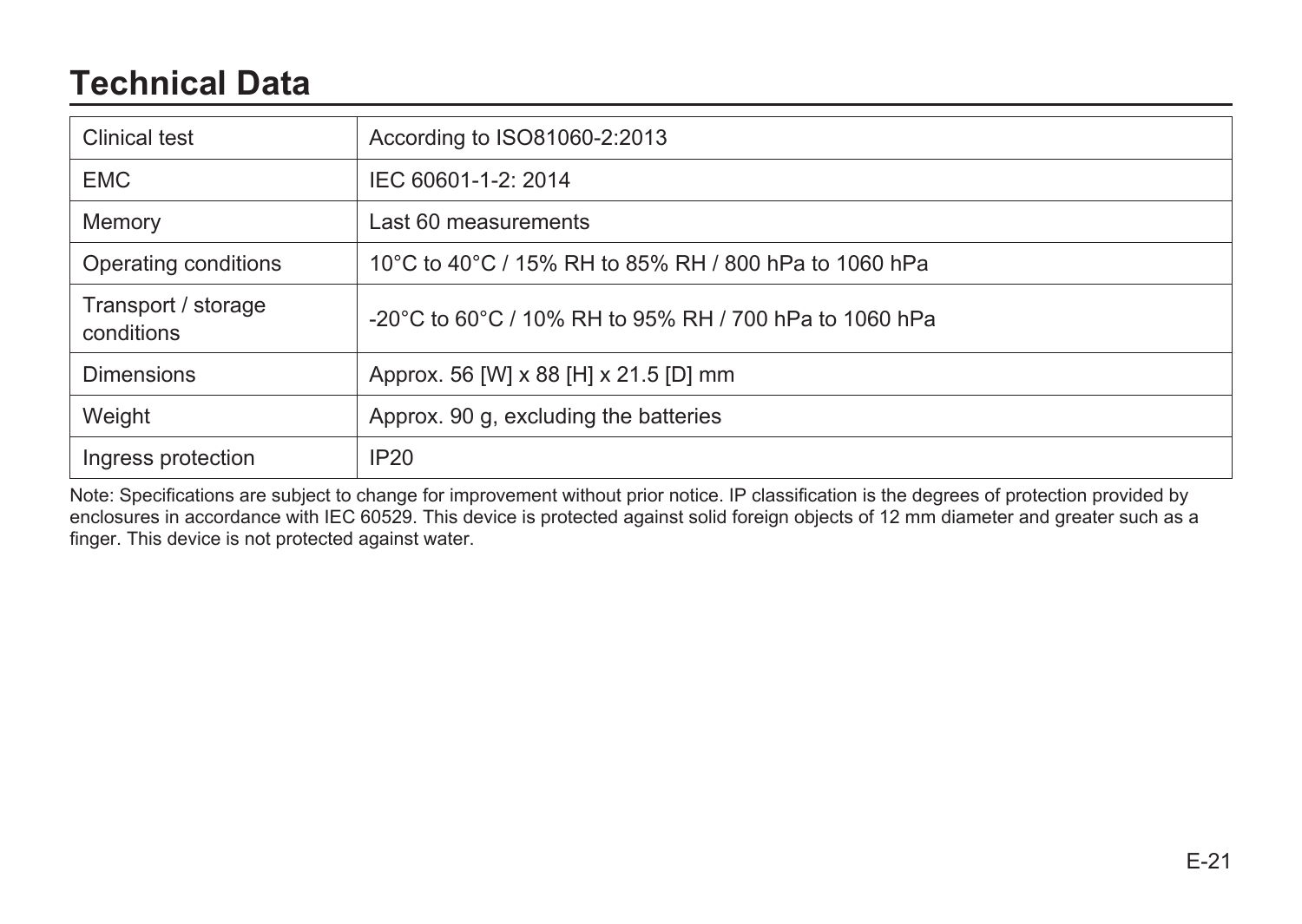# Technical Data

| | |
|---|---|
| Clinical test | According to ISO81060-2:2013 |
| EMC | IEC 60601-1-2: 2014 |
| Memory | Last 60 measurements |
| Operating conditions | 10°C to 40°C / 15% RH to 85% RH / 800 hPa to 1060 hPa |
| Transport / storage conditions | -20°C to 60°C / 10% RH to 95% RH / 700 hPa to 1060 hPa |
| Dimensions | Approx. 56 [W] x 88 [H] x 21.5 [D] mm |
| Weight | Approx. 90 g, excluding the batteries |
| Ingress protection | IP20 |

Note: Specifications are subject to change for improvement without prior notice. IP classification is the degrees of protection provided by enclosures in accordance with IEC 60529. This device is protected against solid foreign objects of 12 mm diameter and greater such as a finger. This device is not protected against water.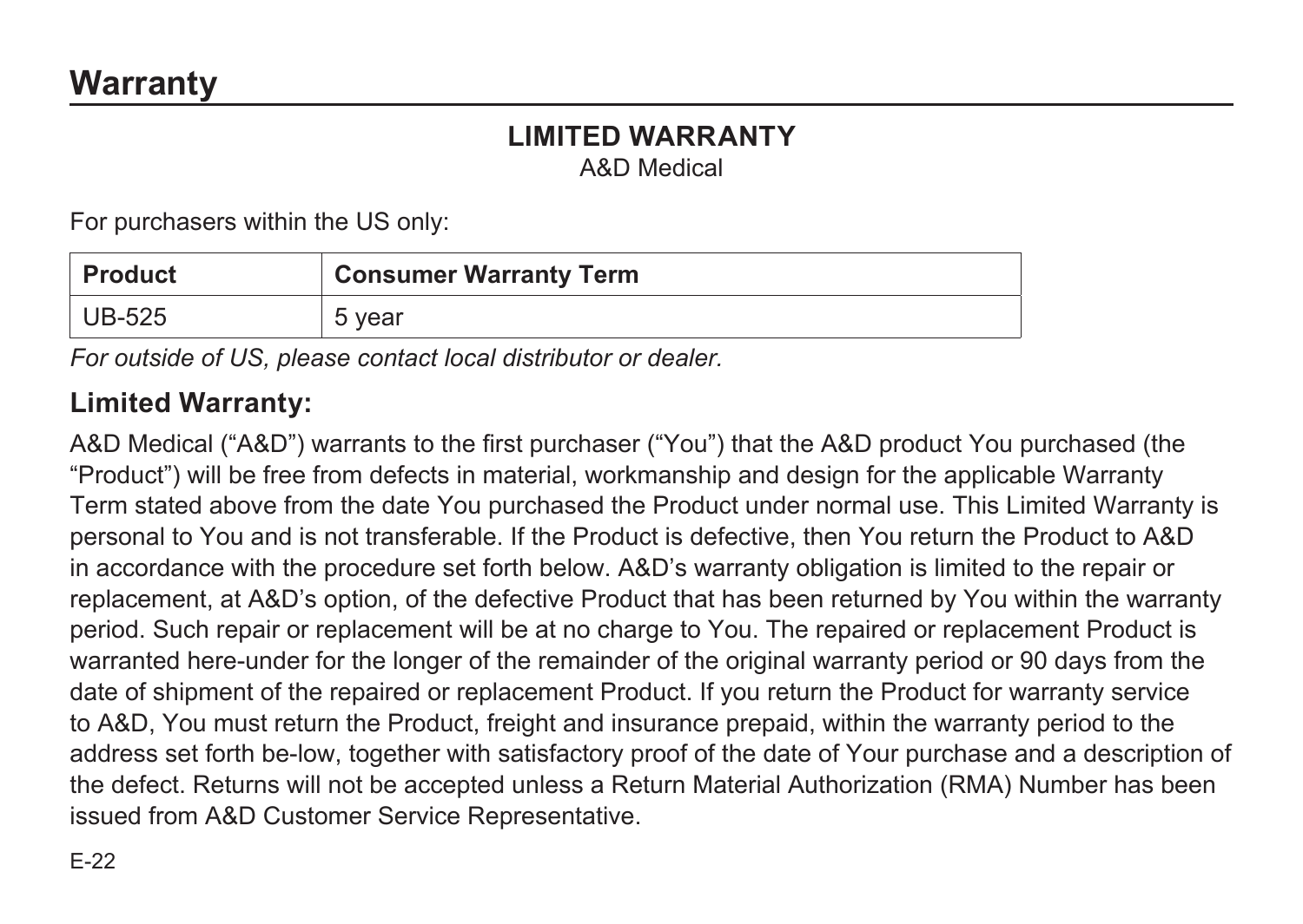# Warranty

**LIMITED WARRANTY**

A&D Medical

For purchasers within the US only:

| Product | Consumer Warranty Term |
| --- | --- |
| UB-525 | 5 year |

*For outside of US, please contact local distributor or dealer.*

## Limited Warranty:

A&D Medical ("A&D") warrants to the first purchaser ("You") that the A&D product You purchased (the "Product") will be free from defects in material, workmanship and design for the applicable Warranty Term stated above from the date You purchased the Product under normal use. This Limited Warranty is personal to You and is not transferable. If the Product is defective, then You return the Product to A&D in accordance with the procedure set forth below. A&D's warranty obligation is limited to the repair or replacement, at A&D's option, of the defective Product that has been returned by You within the warranty period. Such repair or replacement will be at no charge to You. The repaired or replacement Product is warranted here-under for the longer of the remainder of the original warranty period or 90 days from the date of shipment of the repaired or replacement Product. If you return the Product for warranty service to A&D, You must return the Product, freight and insurance prepaid, within the warranty period to the address set forth be-low, together with satisfactory proof of the date of Your purchase and a description of the defect. Returns will not be accepted unless a Return Material Authorization (RMA) Number has been issued from A&D Customer Service Representative.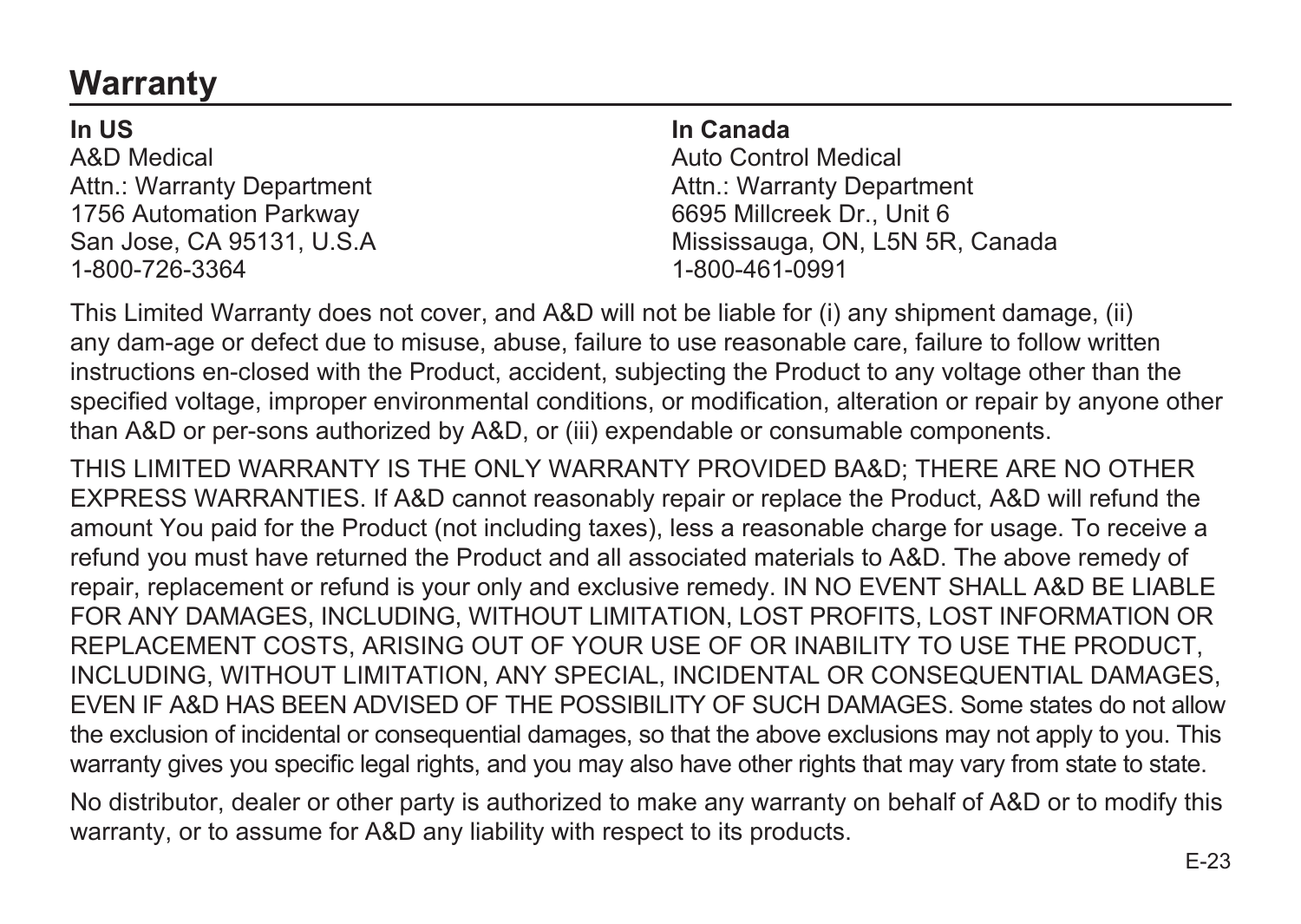# Warranty

**In US**
A&D Medical
Attn.: Warranty Department
1756 Automation Parkway
San Jose, CA 95131, U.S.A
1-800-726-3364

**In Canada**
Auto Control Medical
Attn.: Warranty Department
6695 Millcreek Dr., Unit 6
Mississauga, ON, L5N 5R, Canada
1-800-461-0991

This Limited Warranty does not cover, and A&D will not be liable for (i) any shipment damage, (ii) any dam-age or defect due to misuse, abuse, failure to use reasonable care, failure to follow written instructions en-closed with the Product, accident, subjecting the Product to any voltage other than the specified voltage, improper environmental conditions, or modification, alteration or repair by anyone other than A&D or per-sons authorized by A&D, or (iii) expendable or consumable components.

THIS LIMITED WARRANTY IS THE ONLY WARRANTY PROVIDED BA&D; THERE ARE NO OTHER EXPRESS WARRANTIES. If A&D cannot reasonably repair or replace the Product, A&D will refund the amount You paid for the Product (not including taxes), less a reasonable charge for usage. To receive a refund you must have returned the Product and all associated materials to A&D. The above remedy of repair, replacement or refund is your only and exclusive remedy. IN NO EVENT SHALL A&D BE LIABLE FOR ANY DAMAGES, INCLUDING, WITHOUT LIMITATION, LOST PROFITS, LOST INFORMATION OR REPLACEMENT COSTS, ARISING OUT OF YOUR USE OF OR INABILITY TO USE THE PRODUCT, INCLUDING, WITHOUT LIMITATION, ANY SPECIAL, INCIDENTAL OR CONSEQUENTIAL DAMAGES, EVEN IF A&D HAS BEEN ADVISED OF THE POSSIBILITY OF SUCH DAMAGES. Some states do not allow the exclusion of incidental or consequential damages, so that the above exclusions may not apply to you. This warranty gives you specific legal rights, and you may also have other rights that may vary from state to state.

No distributor, dealer or other party is authorized to make any warranty on behalf of A&D or to modify this warranty, or to assume for A&D any liability with respect to its products.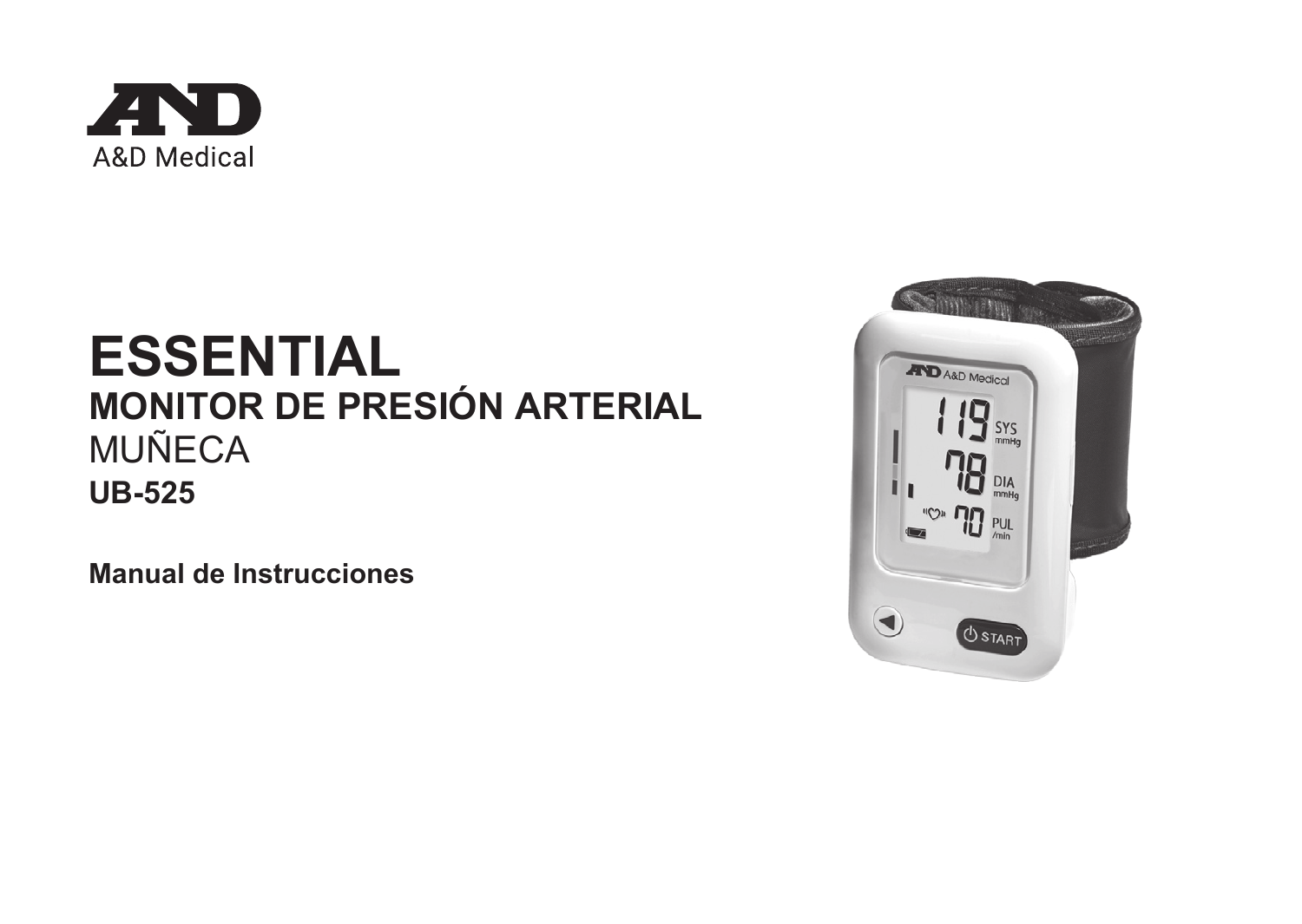A&D Medical

# ESSENTIAL

## MONITOR DE PRESIÓN ARTERIAL

MUÑECA

**UB-525**

**Manual de Instrucciones**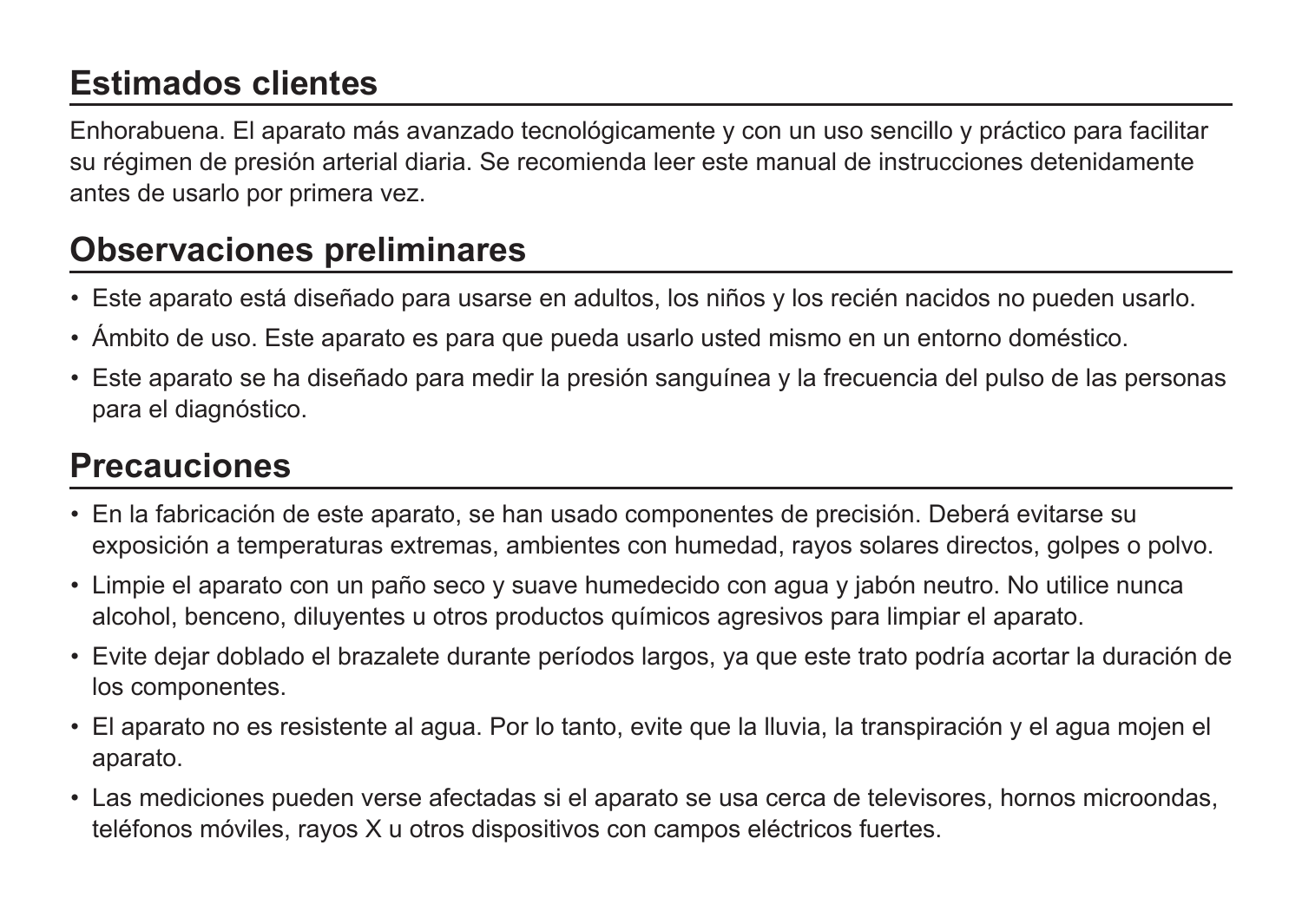## Estimados clientes

Enhorabuena. El aparato más avanzado tecnológicamente y con un uso sencillo y práctico para facilitar su régimen de presión arterial diaria. Se recomienda leer este manual de instrucciones detenidamente antes de usarlo por primera vez.

## Observaciones preliminares

- Este aparato está diseñado para usarse en adultos, los niños y los recién nacidos no pueden usarlo.
- Ámbito de uso. Este aparato es para que pueda usarlo usted mismo en un entorno doméstico.
- Este aparato se ha diseñado para medir la presión sanguínea y la frecuencia del pulso de las personas para el diagnóstico.

## Precauciones

- En la fabricación de este aparato, se han usado componentes de precisión. Deberá evitarse su exposición a temperaturas extremas, ambientes con humedad, rayos solares directos, golpes o polvo.
- Limpie el aparato con un paño seco y suave humedecido con agua y jabón neutro. No utilice nunca alcohol, benceno, diluyentes u otros productos químicos agresivos para limpiar el aparato.
- Evite dejar doblado el brazalete durante períodos largos, ya que este trato podría acortar la duración de los componentes.
- El aparato no es resistente al agua. Por lo tanto, evite que la lluvia, la transpiración y el agua mojen el aparato.
- Las mediciones pueden verse afectadas si el aparato se usa cerca de televisores, hornos microondas, teléfonos móviles, rayos X u otros dispositivos con campos eléctricos fuertes.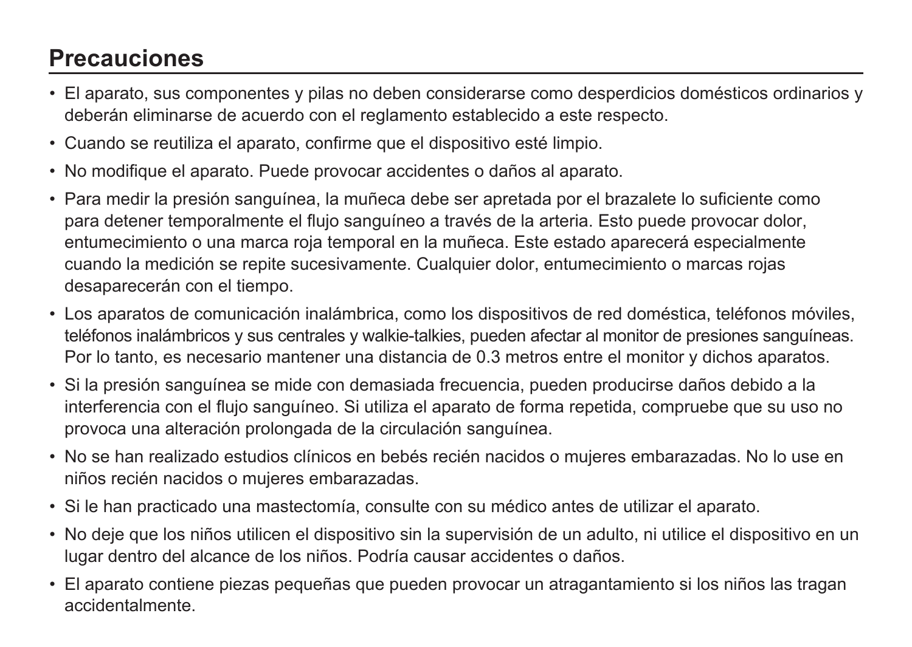## Precauciones

- El aparato, sus componentes y pilas no deben considerarse como desperdicios domésticos ordinarios y deberán eliminarse de acuerdo con el reglamento establecido a este respecto.
- Cuando se reutiliza el aparato, confirme que el dispositivo esté limpio.
- No modifique el aparato. Puede provocar accidentes o daños al aparato.
- Para medir la presión sanguínea, la muñeca debe ser apretada por el brazalete lo suficiente como para detener temporalmente el flujo sanguíneo a través de la arteria. Esto puede provocar dolor, entumecimiento o una marca roja temporal en la muñeca. Este estado aparecerá especialmente cuando la medición se repite sucesivamente. Cualquier dolor, entumecimiento o marcas rojas desaparecerán con el tiempo.
- Los aparatos de comunicación inalámbrica, como los dispositivos de red doméstica, teléfonos móviles, teléfonos inalámbricos y sus centrales y walkie-talkies, pueden afectar al monitor de presiones sanguíneas. Por lo tanto, es necesario mantener una distancia de 0.3 metros entre el monitor y dichos aparatos.
- Si la presión sanguínea se mide con demasiada frecuencia, pueden producirse daños debido a la interferencia con el flujo sanguíneo. Si utiliza el aparato de forma repetida, compruebe que su uso no provoca una alteración prolongada de la circulación sanguínea.
- No se han realizado estudios clínicos en bebés recién nacidos o mujeres embarazadas. No lo use en niños recién nacidos o mujeres embarazadas.
- Si le han practicado una mastectomía, consulte con su médico antes de utilizar el aparato.
- No deje que los niños utilicen el dispositivo sin la supervisión de un adulto, ni utilice el dispositivo en un lugar dentro del alcance de los niños. Podría causar accidentes o daños.
- El aparato contiene piezas pequeñas que pueden provocar un atragantamiento si los niños las tragan accidentalmente.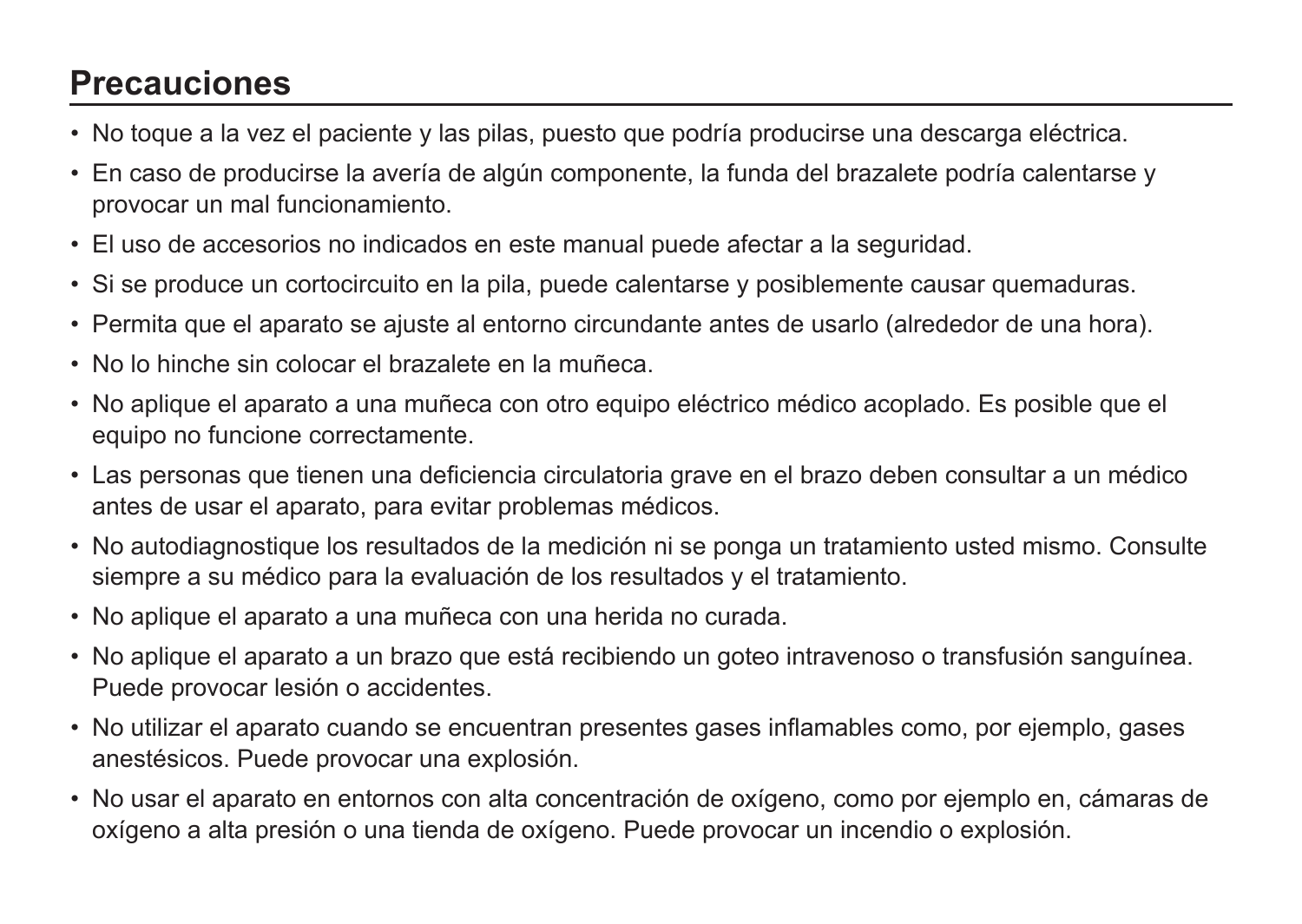## Precauciones

- No toque a la vez el paciente y las pilas, puesto que podría producirse una descarga eléctrica.
- En caso de producirse la avería de algún componente, la funda del brazalete podría calentarse y provocar un mal funcionamiento.
- El uso de accesorios no indicados en este manual puede afectar a la seguridad.
- Si se produce un cortocircuito en la pila, puede calentarse y posiblemente causar quemaduras.
- Permita que el aparato se ajuste al entorno circundante antes de usarlo (alrededor de una hora).
- No lo hinche sin colocar el brazalete en la muñeca.
- No aplique el aparato a una muñeca con otro equipo eléctrico médico acoplado. Es posible que el equipo no funcione correctamente.
- Las personas que tienen una deficiencia circulatoria grave en el brazo deben consultar a un médico antes de usar el aparato, para evitar problemas médicos.
- No autodiagnostique los resultados de la medición ni se ponga un tratamiento usted mismo. Consulte siempre a su médico para la evaluación de los resultados y el tratamiento.
- No aplique el aparato a una muñeca con una herida no curada.
- No aplique el aparato a un brazo que está recibiendo un goteo intravenoso o transfusión sanguínea. Puede provocar lesión o accidentes.
- No utilizar el aparato cuando se encuentran presentes gases inflamables como, por ejemplo, gases anestésicos. Puede provocar una explosión.
- No usar el aparato en entornos con alta concentración de oxígeno, como por ejemplo en, cámaras de oxígeno a alta presión o una tienda de oxígeno. Puede provocar un incendio o explosión.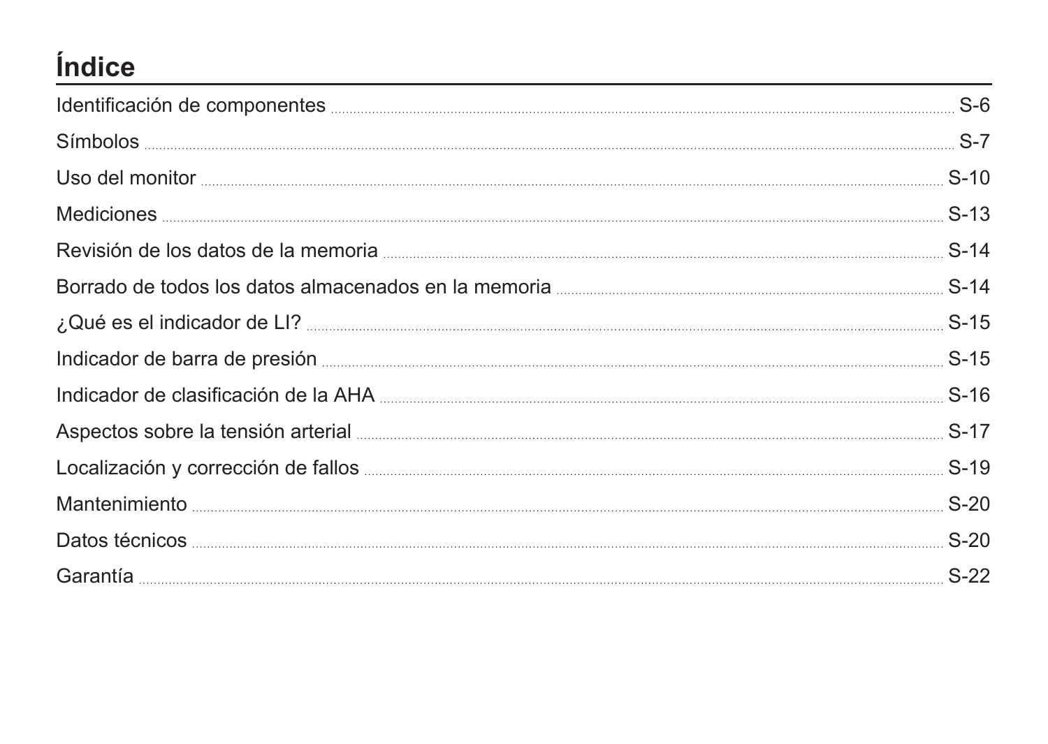# Índice

| | |
|---|---|
| Identificación de componentes | S-6 |
| Símbolos | S-7 |
| Uso del monitor | S-10 |
| Mediciones | S-13 |
| Revisión de los datos de la memoria | S-14 |
| Borrado de todos los datos almacenados en la memoria | S-14 |
| ¿Qué es el indicador de LI? | S-15 |
| Indicador de barra de presión | S-15 |
| Indicador de clasificación de la AHA | S-16 |
| Aspectos sobre la tensión arterial | S-17 |
| Localización y corrección de fallos | S-19 |
| Mantenimiento | S-20 |
| Datos técnicos | S-20 |
| Garantía | S-22 |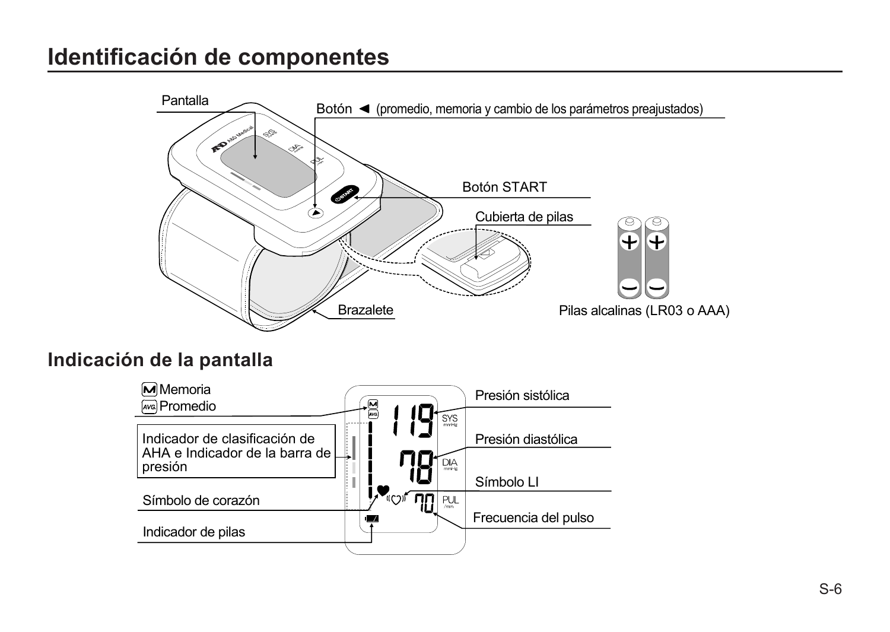# Identificación de componentes

Pantalla

Botón ◄ (promedio, memoria y cambio de los parámetros preajustados)

Botón START

Cubierta de pilas

Brazalete

Pilas alcalinas (LR03 o AAA)

## Indicación de la pantalla

Memoria

Promedio

Indicador de clasificación de AHA e Indicador de la barra de presión

Símbolo de corazón

Indicador de pilas

Presión sistólica

Presión diastólica

Símbolo LI

Frecuencia del pulso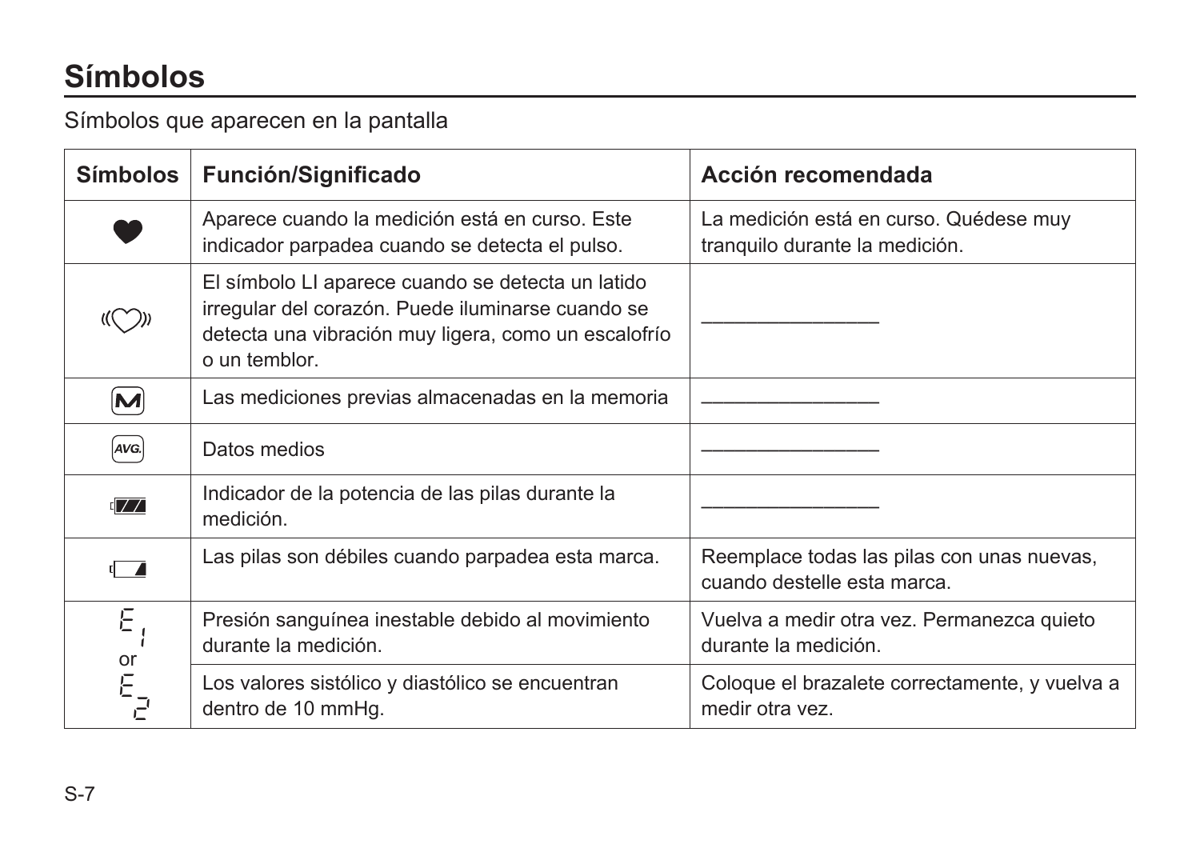# Símbolos

Símbolos que aparecen en la pantalla

| Símbolos | Función/Significado | Acción recomendada |
|---|---|---|
| ♥ | Aparece cuando la medición está en curso. Este indicador parpadea cuando se detecta el pulso. | La medición está en curso. Quédese muy tranquilo durante la medición. |
| ((♡)) | El símbolo LI aparece cuando se detecta un latido irregular del corazón. Puede iluminarse cuando se detecta una vibración muy ligera, como un escalofrío o un temblor. | ________________ |
| M | Las mediciones previas almacenadas en la memoria | ________________ |
| AVG. | Datos medios | ________________ |
| (batería llena) | Indicador de la potencia de las pilas durante la medición. | ________________ |
| (batería baja) | Las pilas son débiles cuando parpadea esta marca. | Reemplace todas las pilas con unas nuevas, cuando destelle esta marca. |
| E 1 or E 2 | Presión sanguínea inestable debido al movimiento durante la medición. | Vuelva a medir otra vez. Permanezca quieto durante la medición. |
| | Los valores sistólico y diastólico se encuentran dentro de 10 mmHg. | Coloque el brazalete correctamente, y vuelva a medir otra vez. |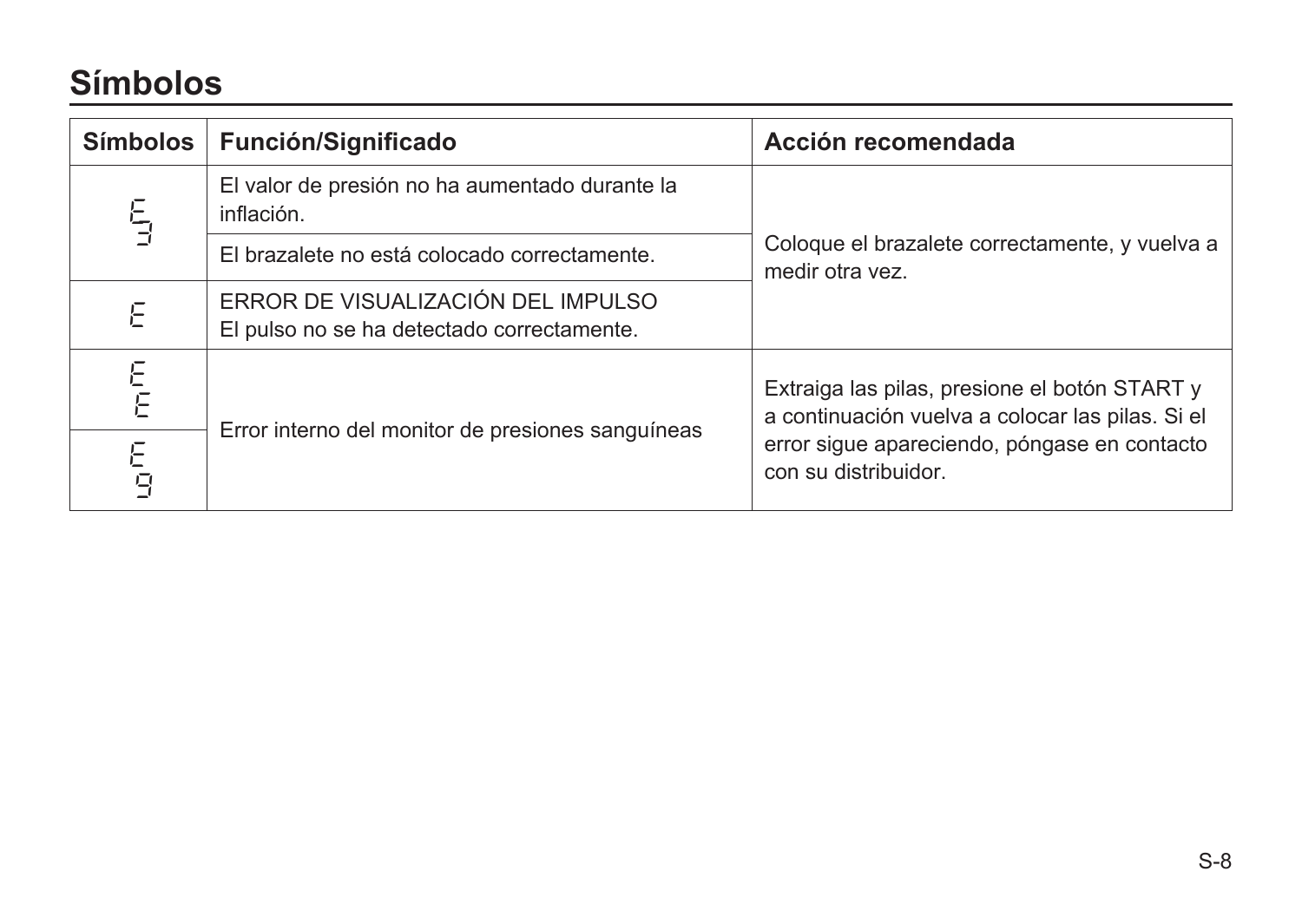# Símbolos

| Símbolos | Función/Significado | Acción recomendada |
|---|---|---|
| E 3 | El valor de presión no ha aumentado durante la inflación. | Coloque el brazalete correctamente, y vuelva a medir otra vez. |
| | El brazalete no está colocado correctamente. | |
| E | ERROR DE VISUALIZACIÓN DEL IMPULSO<br>El pulso no se ha detectado correctamente. | |
| E E | Error interno del monitor de presiones sanguíneas | Extraiga las pilas, presione el botón START y a continuación vuelva a colocar las pilas. Si el error sigue apareciendo, póngase en contacto con su distribuidor. |
| E 9 | | |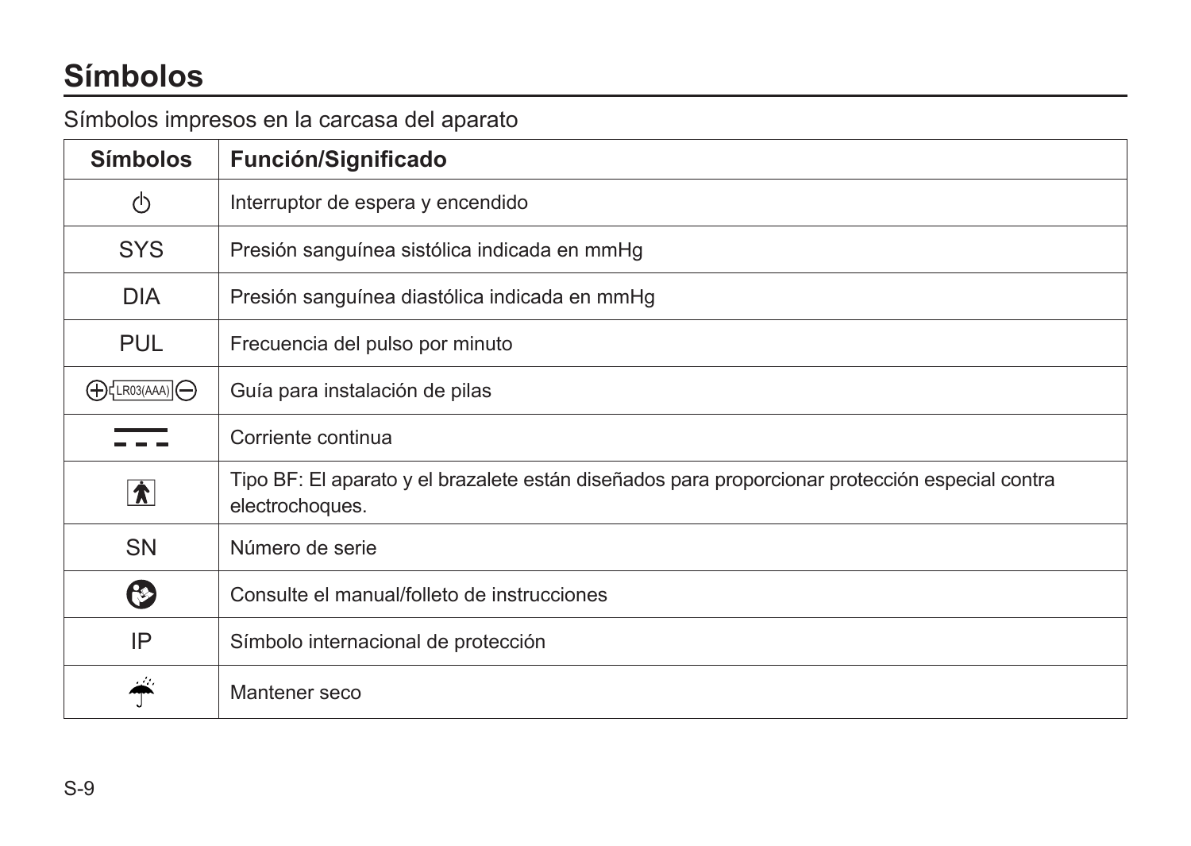# Símbolos

Símbolos impresos en la carcasa del aparato

| Símbolos | Función/Significado |
|---|---|
| ⏻ | Interruptor de espera y encendido |
| SYS | Presión sanguínea sistólica indicada en mmHg |
| DIA | Presión sanguínea diastólica indicada en mmHg |
| PUL | Frecuencia del pulso por minuto |
| ⊕ LR03(AAA) ⊖ | Guía para instalación de pilas |
| ⎓ | Corriente continua |
| 🕴 | Tipo BF: El aparato y el brazalete están diseñados para proporcionar protección especial contra electrochoques. |
| SN | Número de serie |
| 📖 | Consulte el manual/folleto de instrucciones |
| IP | Símbolo internacional de protección |
| ☂ | Mantener seco |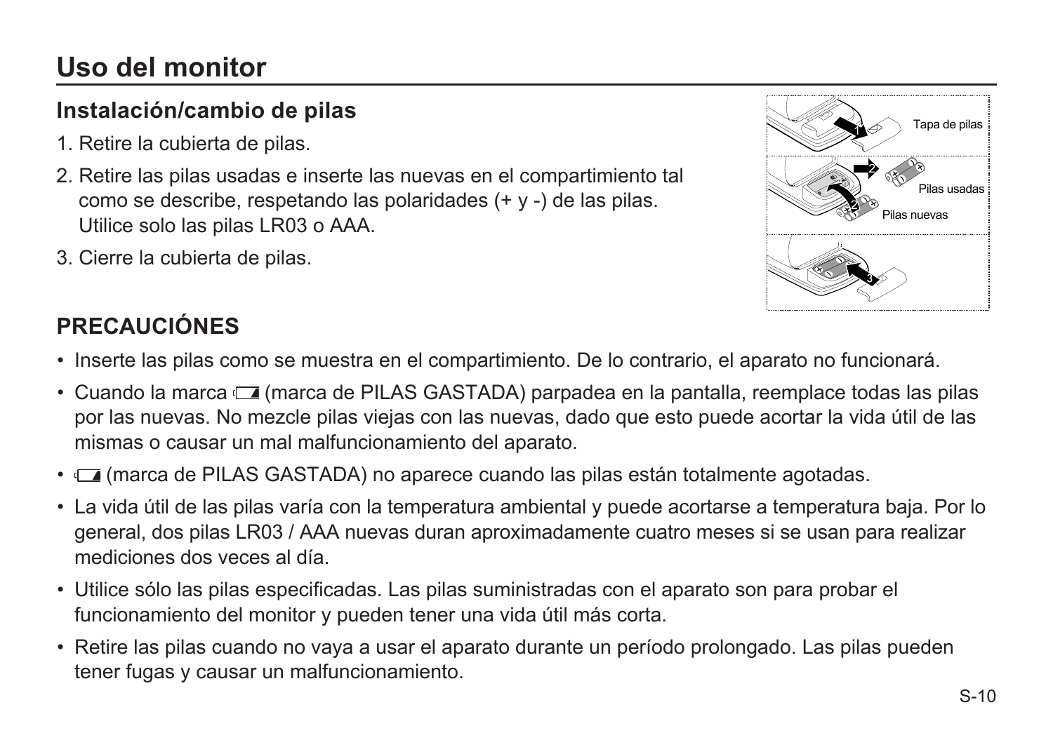# Uso del monitor

## Instalación/cambio de pilas

1. Retire la cubierta de pilas.
2. Retire las pilas usadas e inserte las nuevas en el compartimiento tal como se describe, respetando las polaridades (+ y -) de las pilas. Utilice solo las pilas LR03 o AAA.
3. Cierre la cubierta de pilas.

Tapa de pilas

Pilas usadas

Pilas nuevas

## PRECAUCIÓNES

- Inserte las pilas como se muestra en el compartimiento. De lo contrario, el aparato no funcionará.
- Cuando la marca (marca de PILAS GASTADA) parpadea en la pantalla, reemplace todas las pilas por las nuevas. No mezcle pilas viejas con las nuevas, dado que esto puede acortar la vida útil de las mismas o causar un mal malfuncionamiento del aparato.
- (marca de PILAS GASTADA) no aparece cuando las pilas están totalmente agotadas.
- La vida útil de las pilas varía con la temperatura ambiental y puede acortarse a temperatura baja. Por lo general, dos pilas LR03 / AAA nuevas duran aproximadamente cuatro meses si se usan para realizar mediciones dos veces al día.
- Utilice sólo las pilas especificadas. Las pilas suministradas con el aparato son para probar el funcionamiento del monitor y pueden tener una vida útil más corta.
- Retire las pilas cuando no vaya a usar el aparato durante un período prolongado. Las pilas pueden tener fugas y causar un malfuncionamiento.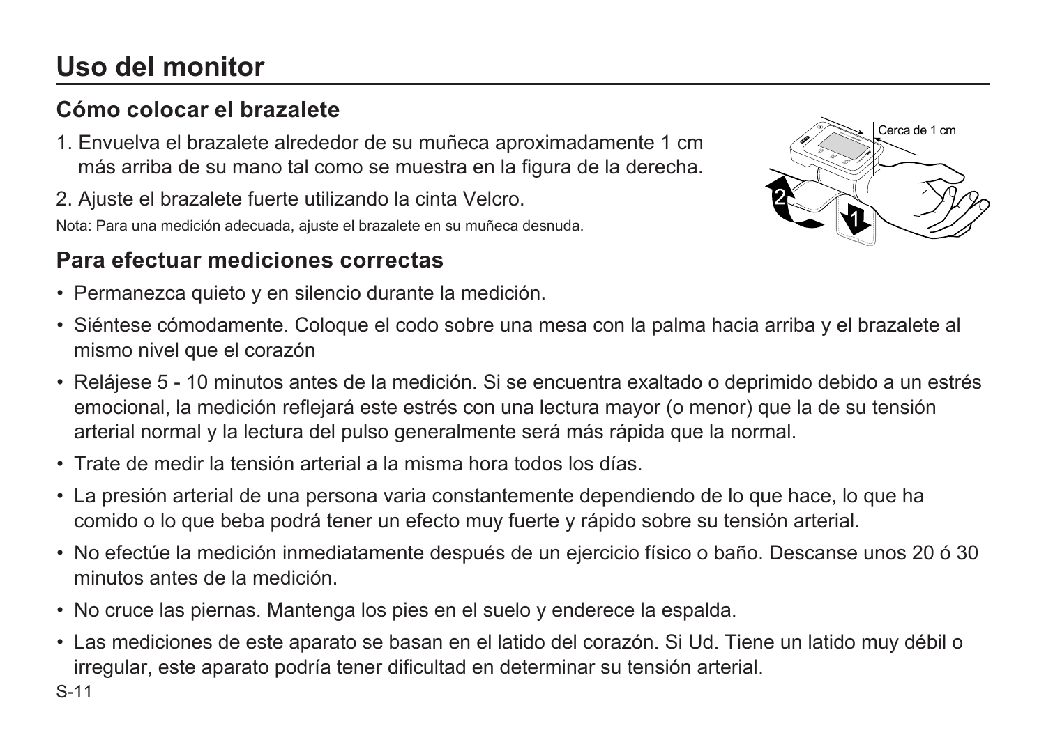# Uso del monitor

## Cómo colocar el brazalete

1. Envuelva el brazalete alrededor de su muñeca aproximadamente 1 cm más arriba de su mano tal como se muestra en la figura de la derecha.
2. Ajuste el brazalete fuerte utilizando la cinta Velcro.

Nota: Para una medición adecuada, ajuste el brazalete en su muñeca desnuda.

Cerca de 1 cm

## Para efectuar mediciones correctas

- Permanezca quieto y en silencio durante la medición.
- Siéntese cómodamente. Coloque el codo sobre una mesa con la palma hacia arriba y el brazalete al mismo nivel que el corazón
- Relájese 5 - 10 minutos antes de la medición. Si se encuentra exaltado o deprimido debido a un estrés emocional, la medición reflejará este estrés con una lectura mayor (o menor) que la de su tensión arterial normal y la lectura del pulso generalmente será más rápida que la normal.
- Trate de medir la tensión arterial a la misma hora todos los días.
- La presión arterial de una persona varia constantemente dependiendo de lo que hace, lo que ha comido o lo que beba podrá tener un efecto muy fuerte y rápido sobre su tensión arterial.
- No efectúe la medición inmediatamente después de un ejercicio físico o baño. Descanse unos 20 ó 30 minutos antes de la medición.
- No cruce las piernas. Mantenga los pies en el suelo y enderece la espalda.
- Las mediciones de este aparato se basan en el latido del corazón. Si Ud. Tiene un latido muy débil o irregular, este aparato podría tener dificultad en determinar su tensión arterial.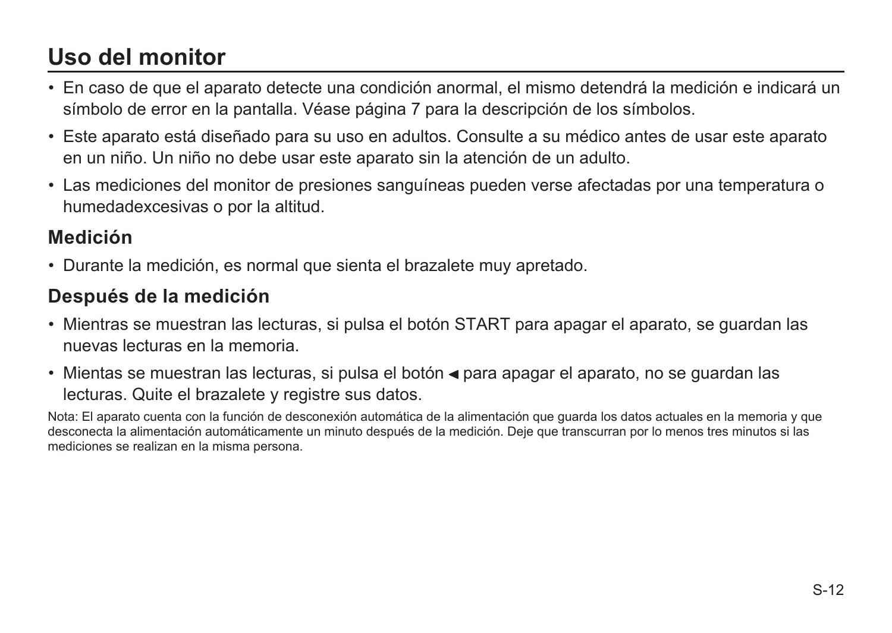# Uso del monitor

- En caso de que el aparato detecte una condición anormal, el mismo detendrá la medición e indicará un símbolo de error en la pantalla. Véase página 7 para la descripción de los símbolos.
- Este aparato está diseñado para su uso en adultos. Consulte a su médico antes de usar este aparato en un niño. Un niño no debe usar este aparato sin la atención de un adulto.
- Las mediciones del monitor de presiones sanguíneas pueden verse afectadas por una temperatura o humedadexcesivas o por la altitud.

## Medición

- Durante la medición, es normal que sienta el brazalete muy apretado.

## Después de la medición

- Mientras se muestran las lecturas, si pulsa el botón START para apagar el aparato, se guardan las nuevas lecturas en la memoria.
- Mientas se muestran las lecturas, si pulsa el botón ◀ para apagar el aparato, no se guardan las lecturas. Quite el brazalete y registre sus datos.

Nota: El aparato cuenta con la función de desconexión automática de la alimentación que guarda los datos actuales en la memoria y que desconecta la alimentación automáticamente un minuto después de la medición. Deje que transcurran por lo menos tres minutos si las mediciones se realizan en la misma persona.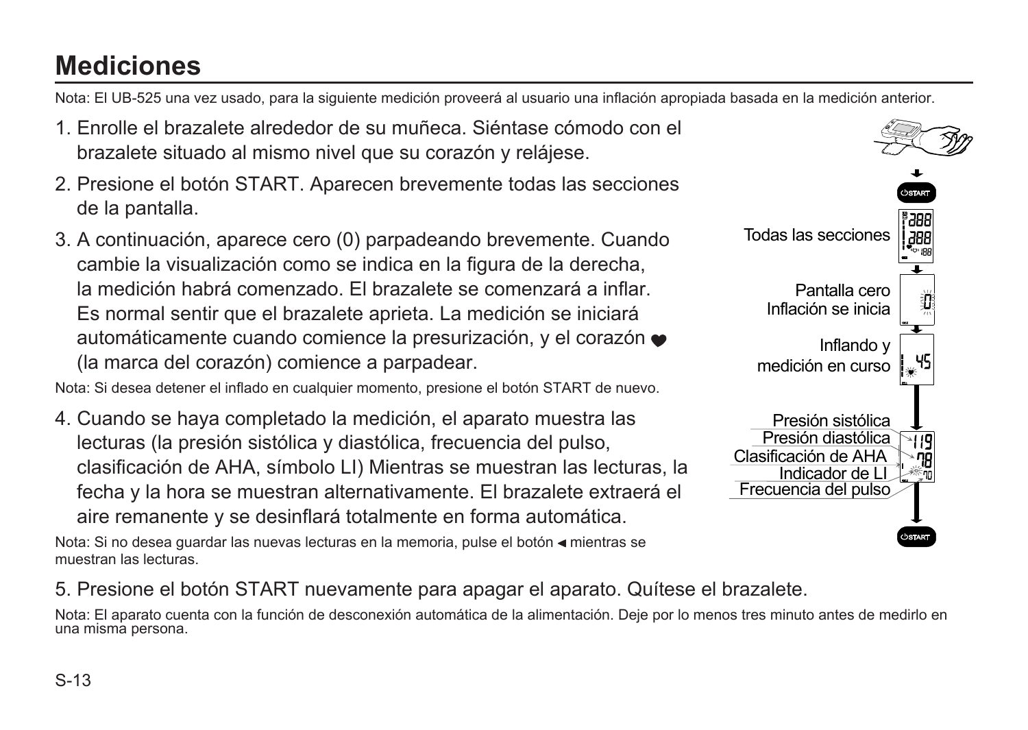# Mediciones

Nota: El UB-525 una vez usado, para la siguiente medición proveerá al usuario una inflación apropiada basada en la medición anterior.

1. Enrolle el brazalete alrededor de su muñeca. Siéntase cómodo con el brazalete situado al mismo nivel que su corazón y relájese.
2. Presione el botón START. Aparecen brevemente todas las secciones de la pantalla.
3. A continuación, aparece cero (0) parpadeando brevemente. Cuando cambie la visualización como se indica en la figura de la derecha, la medición habrá comenzado. El brazalete se comenzará a inflar. Es normal sentir que el brazalete aprieta. La medición se iniciará automáticamente cuando comience la presurización, y el corazón ♥ (la marca del corazón) comience a parpadear.

Nota: Si desea detener el inflado en cualquier momento, presione el botón START de nuevo.

4. Cuando se haya completado la medición, el aparato muestra las lecturas (la presión sistólica y diastólica, frecuencia del pulso, clasificación de AHA, símbolo LI) Mientras se muestran las lecturas, la fecha y la hora se muestran alternativamente. El brazalete extraerá el aire remanente y se desinflará totalmente en forma automática.

Nota: Si no desea guardar las nuevas lecturas en la memoria, pulse el botón ◀ mientras se muestran las lecturas.

5. Presione el botón START nuevamente para apagar el aparato. Quítese el brazalete.

Nota: El aparato cuenta con la función de desconexión automática de la alimentación. Deje por lo menos tres minuto antes de medirlo en una misma persona.

START

Todas las secciones

Pantalla cero
Inflación se inicia

Inflando y
medición en curso

Presión sistólica
Presión diastólica
Clasificación de AHA
Indicador de LI
Frecuencia del pulso

START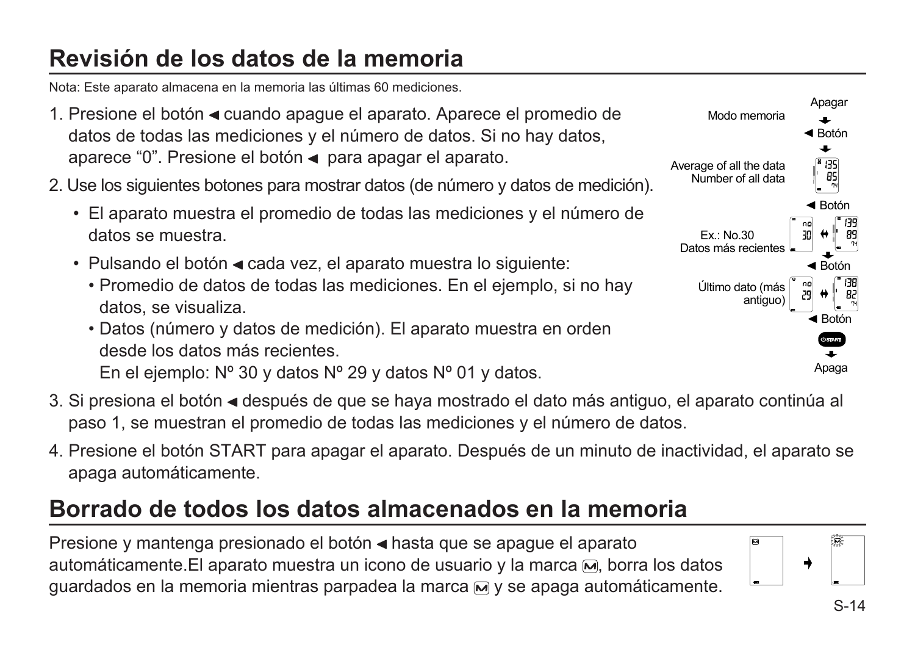## Revisión de los datos de la memoria

Nota: Este aparato almacena en la memoria las últimas 60 mediciones.

1. Presione el botón ◄ cuando apague el aparato. Aparece el promedio de datos de todas las mediciones y el número de datos. Si no hay datos, aparece "0". Presione el botón ◄ para apagar el aparato.
2. Use los siguientes botones para mostrar datos (de número y datos de medición).
   - El aparato muestra el promedio de todas las mediciones y el número de datos se muestra.
   - Pulsando el botón ◄ cada vez, el aparato muestra lo siguiente:
     - Promedio de datos de todas las mediciones. En el ejemplo, si no hay datos, se visualiza.
     - Datos (número y datos de medición). El aparato muestra en orden desde los datos más recientes.
       En el ejemplo: Nº 30 y datos Nº 29 y datos Nº 01 y datos.
3. Si presiona el botón ◄ después de que se haya mostrado el dato más antiguo, el aparato continúa al paso 1, se muestran el promedio de todas las mediciones y el número de datos.
4. Presione el botón START para apagar el aparato. Después de un minuto de inactividad, el aparato se apaga automáticamente.

Modo memoria
Apagar
◄ Botón
Average of all the data
Number of all data
135
85
◄ Botón
Ex.: No.30
Datos más recientes
no 30
139
89
◄ Botón
Último dato (más antiguo)
no 29
138
82
◄ Botón
START
Apaga

## Borrado de todos los datos almacenados en la memoria

Presione y mantenga presionado el botón ◄ hasta que se apague el aparato automáticamente.El aparato muestra un icono de usuario y la marca Ⓜ, borra los datos guardados en la memoria mientras parpadea la marca Ⓜ y se apaga automáticamente.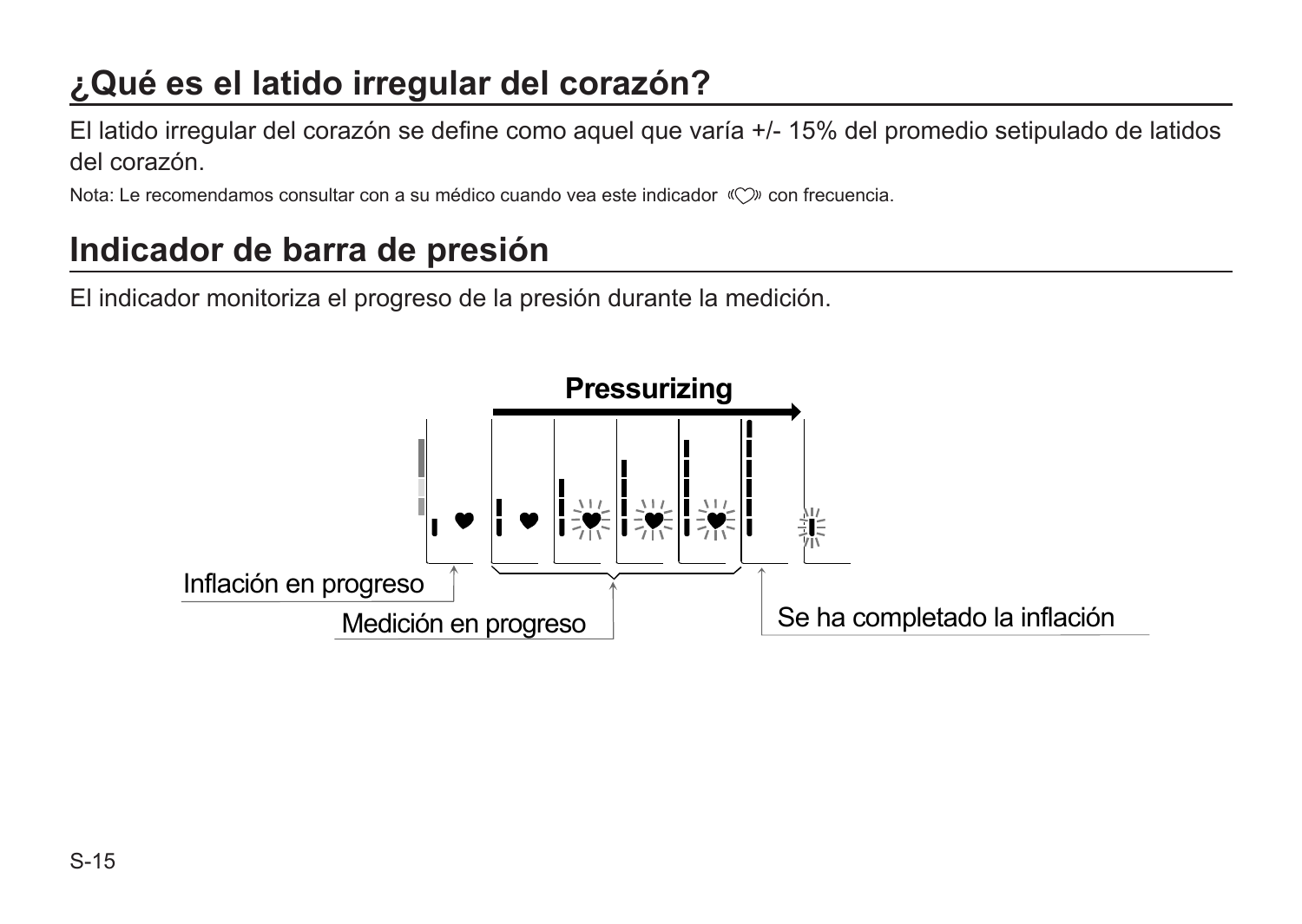## ¿Qué es el latido irregular del corazón?

El latido irregular del corazón se define como aquel que varía +/- 15% del promedio setipulado de latidos del corazón.

Nota: Le recomendamos consultar con a su médico cuando vea este indicador «♡» con frecuencia.

## Indicador de barra de presión

El indicador monitoriza el progreso de la presión durante la medición.

Pressurizing

Inflación en progreso

Medición en progreso

Se ha completado la inflación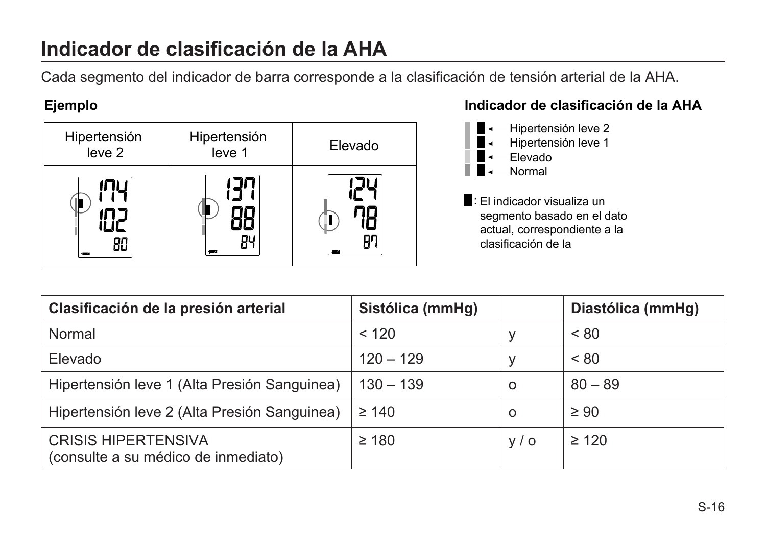# Indicador de clasificación de la AHA

Cada segmento del indicador de barra corresponde a la clasificación de tensión arterial de la AHA.

**Ejemplo**

| Hipertensión leve 2 | Hipertensión leve 1 | Elevado |
|---|---|---|
| 174 / 102 / 80 | 137 / 88 / 84 | 124 / 78 / 87 |

**Indicador de clasificación de la AHA**

- Hipertensión leve 2
- Hipertensión leve 1
- Elevado
- Normal

█: El indicador visualiza un segmento basado en el dato actual, correspondiente a la clasificación de la

| Clasificación de la presión arterial | Sistólica (mmHg) | | Diastólica (mmHg) |
|---|---|---|---|
| Normal | < 120 | y | < 80 |
| Elevado | 120 – 129 | y | < 80 |
| Hipertensión leve 1 (Alta Presión Sanguinea) | 130 – 139 | o | 80 – 89 |
| Hipertensión leve 2 (Alta Presión Sanguinea) | ≥ 140 | o | ≥ 90 |
| CRISIS HIPERTENSIVA (consulte a su médico de inmediato) | ≥ 180 | y / o | ≥ 120 |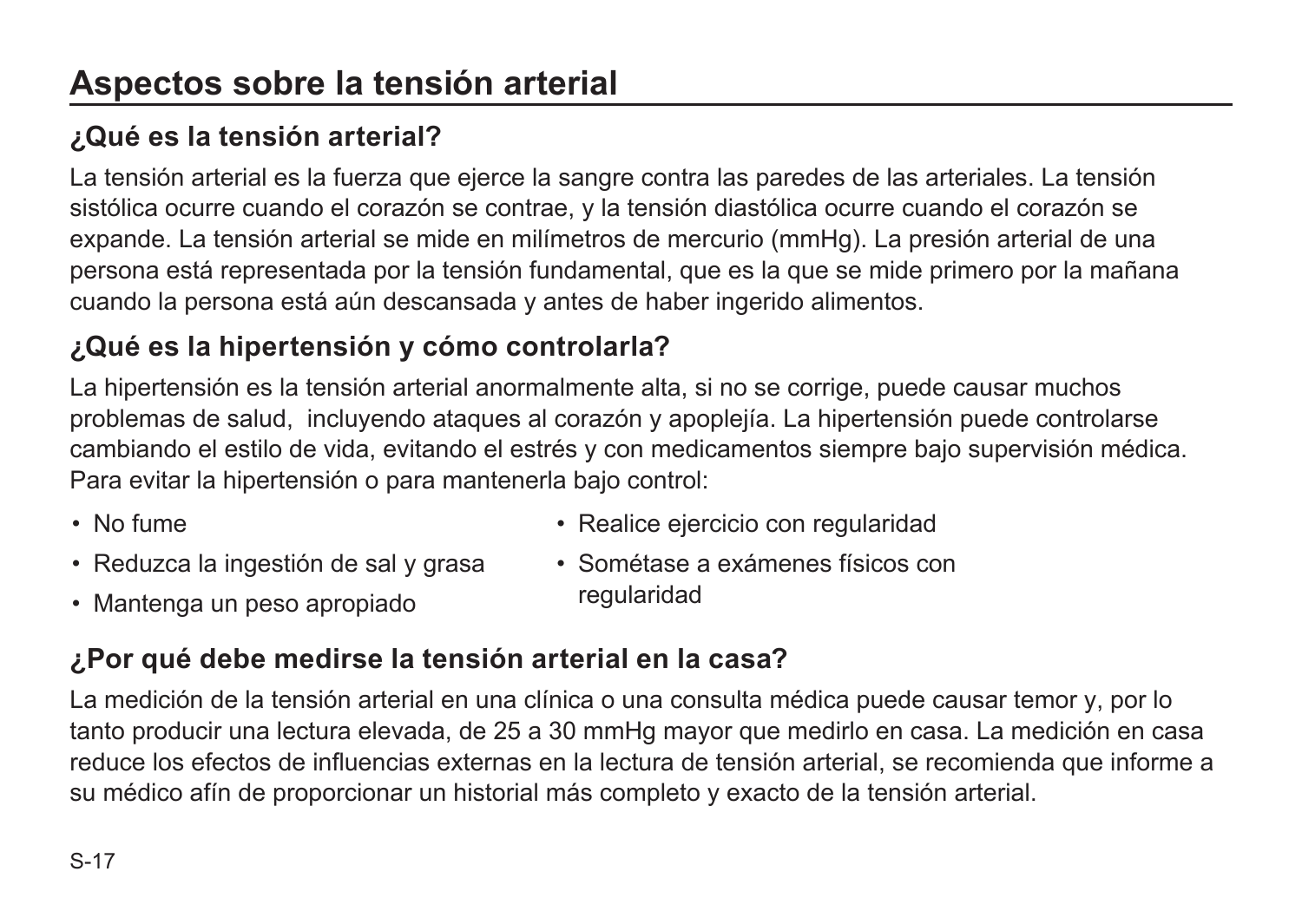# Aspectos sobre la tensión arterial

## ¿Qué es la tensión arterial?

La tensión arterial es la fuerza que ejerce la sangre contra las paredes de las arteriales. La tensión sistólica ocurre cuando el corazón se contrae, y la tensión diastólica ocurre cuando el corazón se expande. La tensión arterial se mide en milímetros de mercurio (mmHg). La presión arterial de una persona está representada por la tensión fundamental, que es la que se mide primero por la mañana cuando la persona está aún descansada y antes de haber ingerido alimentos.

## ¿Qué es la hipertensión y cómo controlarla?

La hipertensión es la tensión arterial anormalmente alta, si no se corrige, puede causar muchos problemas de salud, incluyendo ataques al corazón y apoplejía. La hipertensión puede controlarse cambiando el estilo de vida, evitando el estrés y con medicamentos siempre bajo supervisión médica. Para evitar la hipertensión o para mantenerla bajo control:

- No fume
- Reduzca la ingestión de sal y grasa
- Mantenga un peso apropiado
- Realice ejercicio con regularidad
- Sométase a exámenes físicos con regularidad

## ¿Por qué debe medirse la tensión arterial en la casa?

La medición de la tensión arterial en una clínica o una consulta médica puede causar temor y, por lo tanto producir una lectura elevada, de 25 a 30 mmHg mayor que medirlo en casa. La medición en casa reduce los efectos de influencias externas en la lectura de tensión arterial, se recomienda que informe a su médico afín de proporcionar un historial más completo y exacto de la tensión arterial.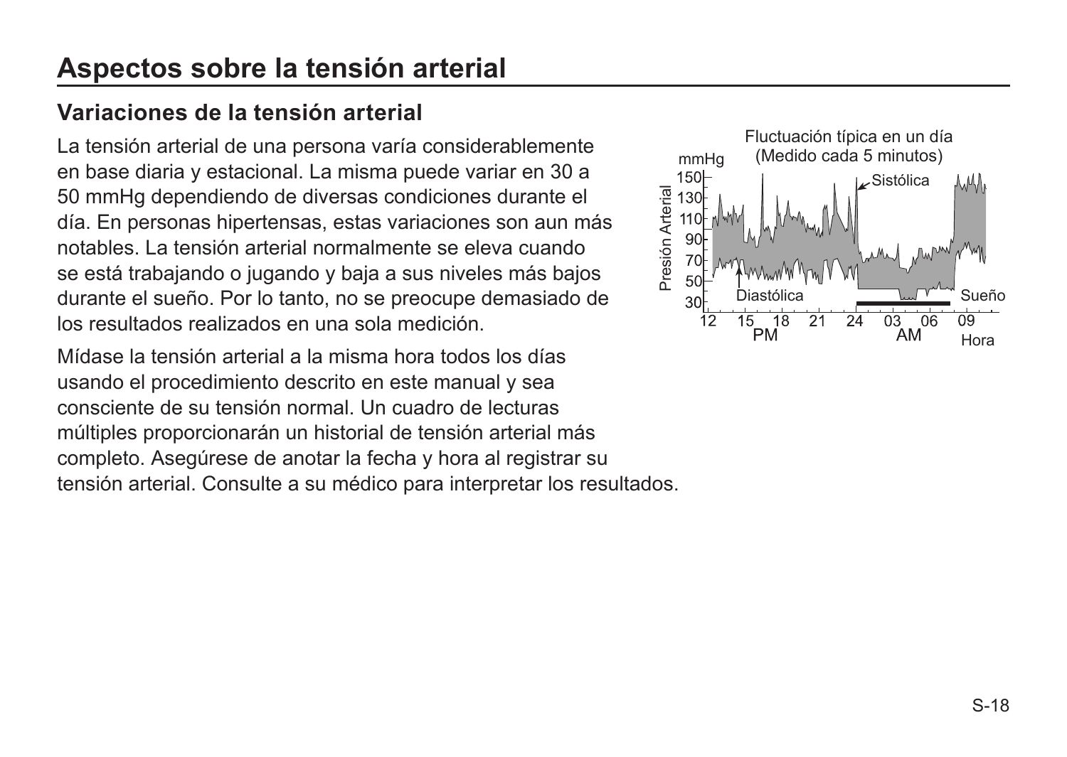# Aspectos sobre la tensión arterial

## Variaciones de la tensión arterial

La tensión arterial de una persona varía considerablemente en base diaria y estacional. La misma puede variar en 30 a 50 mmHg dependiendo de diversas condiciones durante el día. En personas hipertensas, estas variaciones son aun más notables. La tensión arterial normalmente se eleva cuando se está trabajando o jugando y baja a sus niveles más bajos durante el sueño. Por lo tanto, no se preocupe demasiado de los resultados realizados en una sola medición.

Mídase la tensión arterial a la misma hora todos los días usando el procedimiento descrito en este manual y sea consciente de su tensión normal. Un cuadro de lecturas múltiples proporcionarán un historial de tensión arterial más completo. Asegúrese de anotar la fecha y hora al registrar su tensión arterial. Consulte a su médico para interpretar los resultados.

Fluctuación típica en un día
(Medido cada 5 minutos)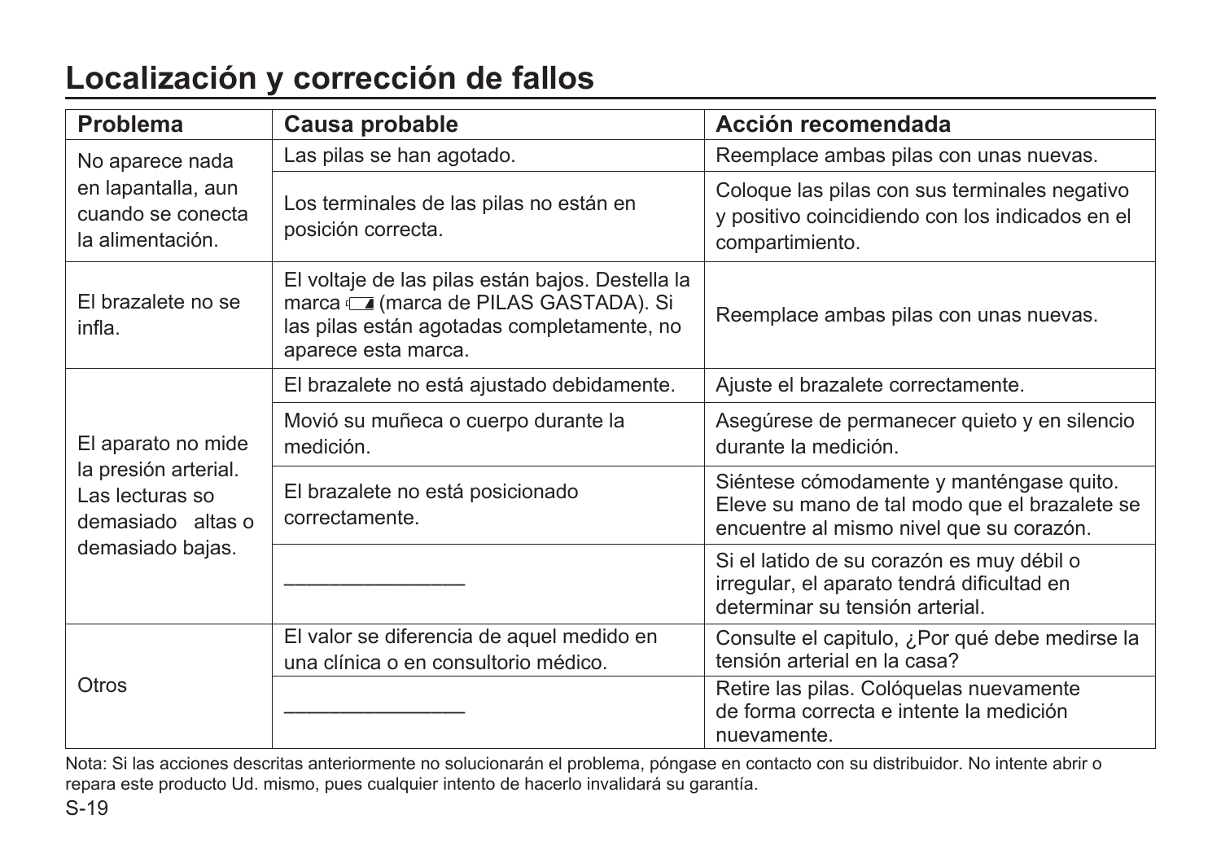# Localización y corrección de fallos

| Problema | Causa probable | Acción recomendada |
|---|---|---|
| No aparece nada en lapantalla, aun cuando se conecta la alimentación. | Las pilas se han agotado. | Reemplace ambas pilas con unas nuevas. |
| | Los terminales de las pilas no están en posición correcta. | Coloque las pilas con sus terminales negativo y positivo coincidiendo con los indicados en el compartimiento. |
| El brazalete no se infla. | El voltaje de las pilas están bajos. Destella la marca (marca de PILAS GASTADA). Si las pilas están agotadas completamente, no aparece esta marca. | Reemplace ambas pilas con unas nuevas. |
| El aparato no mide la presión arterial. Las lecturas so demasiado altas o demasiado bajas. | El brazalete no está ajustado debidamente. | Ajuste el brazalete correctamente. |
| | Movió su muñeca o cuerpo durante la medición. | Asegúrese de permanecer quieto y en silencio durante la medición. |
| | El brazalete no está posicionado correctamente. | Siéntese cómodamente y manténgase quito. Eleve su mano de tal modo que el brazalete se encuentre al mismo nivel que su corazón. |
| | ________________ | Si el latido de su corazón es muy débil o irregular, el aparato tendrá dificultad en determinar su tensión arterial. |
| Otros | El valor se diferencia de aquel medido en una clínica o en consultorio médico. | Consulte el capitulo, ¿Por qué debe medirse la tensión arterial en la casa? |
| | ________________ | Retire las pilas. Colóquelas nuevamente de forma correcta e intente la medición nuevamente. |

Nota: Si las acciones descritas anteriormente no solucionarán el problema, póngase en contacto con su distribuidor. No intente abrir o repara este producto Ud. mismo, pues cualquier intento de hacerlo invalidará su garantía.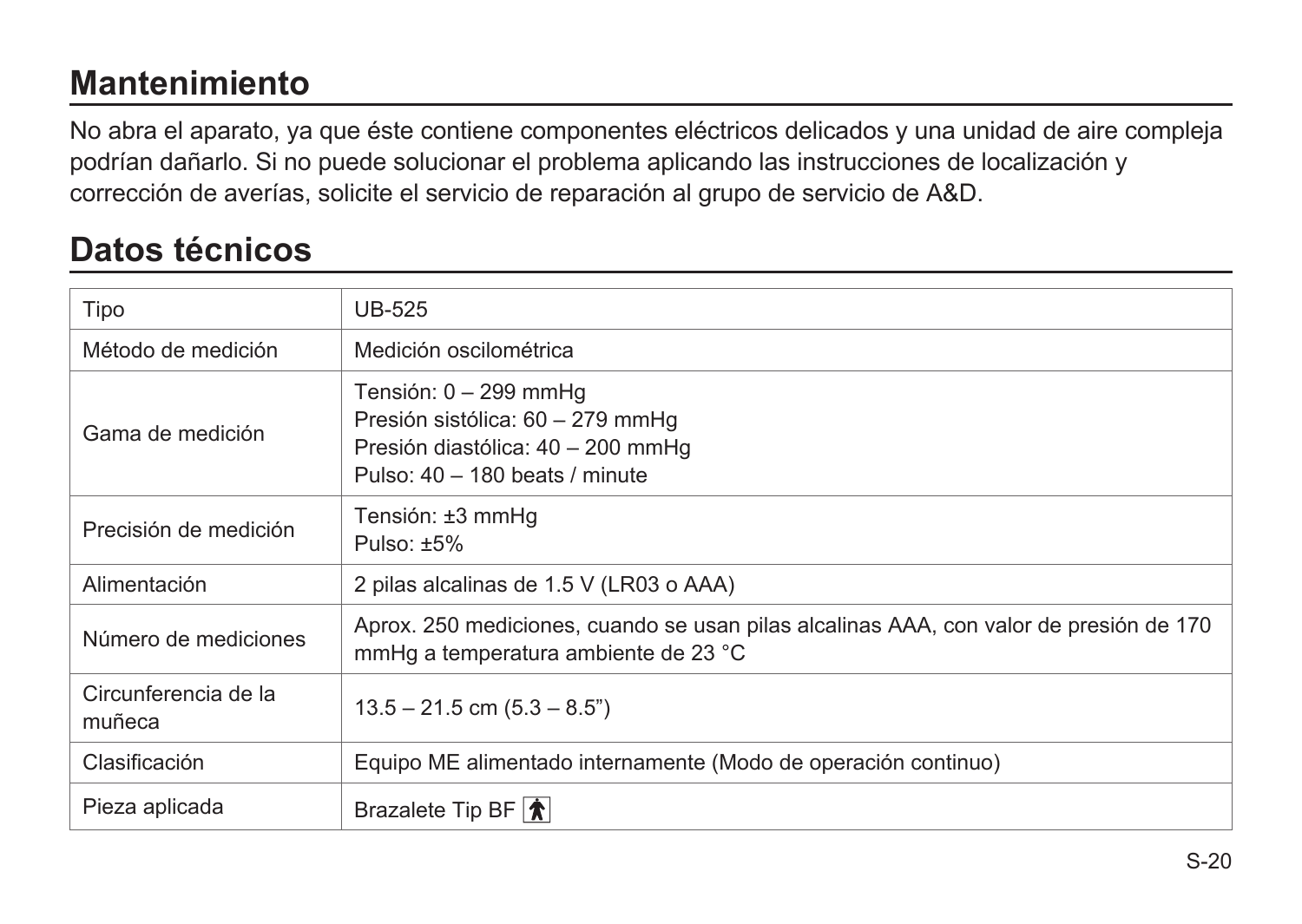## Mantenimiento

No abra el aparato, ya que éste contiene componentes eléctricos delicados y una unidad de aire compleja podrían dañarlo. Si no puede solucionar el problema aplicando las instrucciones de localización y corrección de averías, solicite el servicio de reparación al grupo de servicio de A&D.

## Datos técnicos

| Tipo | UB-525 |
|---|---|
| Método de medición | Medición oscilométrica |
| Gama de medición | Tensión: 0 – 299 mmHg<br>Presión sistólica: 60 – 279 mmHg<br>Presión diastólica: 40 – 200 mmHg<br>Pulso: 40 – 180 beats / minute |
| Precisión de medición | Tensión: ±3 mmHg<br>Pulso: ±5% |
| Alimentación | 2 pilas alcalinas de 1.5 V (LR03 o AAA) |
| Número de mediciones | Aprox. 250 mediciones, cuando se usan pilas alcalinas AAA, con valor de presión de 170 mmHg a temperatura ambiente de 23 °C |
| Circunferencia de la muñeca | 13.5 – 21.5 cm (5.3 – 8.5”) |
| Clasificación | Equipo ME alimentado internamente (Modo de operación continuo) |
| Pieza aplicada | Brazalete Tip BF |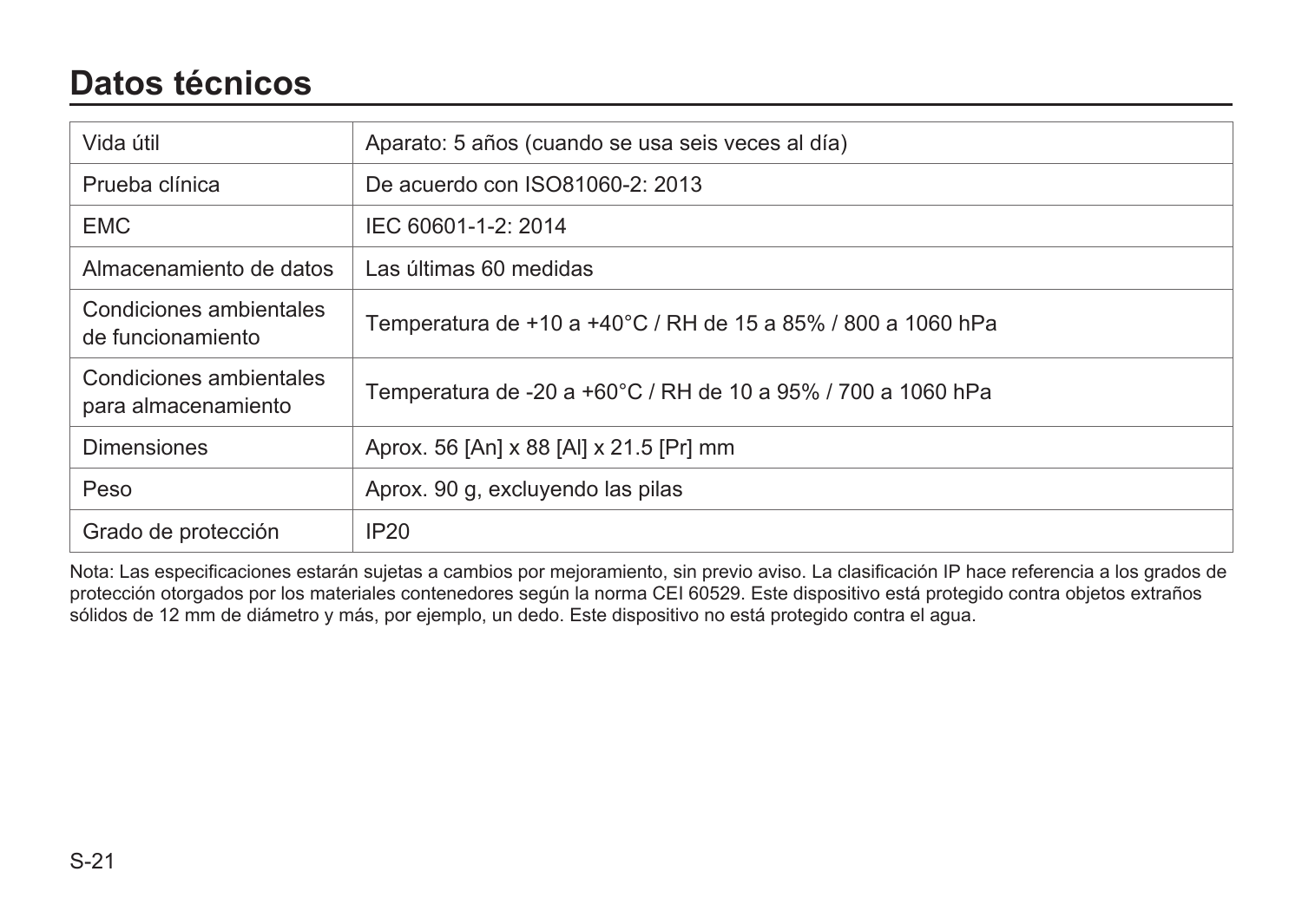# Datos técnicos

| | |
|---|---|
| Vida útil | Aparato: 5 años (cuando se usa seis veces al día) |
| Prueba clínica | De acuerdo con ISO81060-2: 2013 |
| EMC | IEC 60601-1-2: 2014 |
| Almacenamiento de datos | Las últimas 60 medidas |
| Condiciones ambientales de funcionamiento | Temperatura de +10 a +40°C / RH de 15 a 85% / 800 a 1060 hPa |
| Condiciones ambientales para almacenamiento | Temperatura de -20 a +60°C / RH de 10 a 95% / 700 a 1060 hPa |
| Dimensiones | Aprox. 56 [An] x 88 [Al] x 21.5 [Pr] mm |
| Peso | Aprox. 90 g, excluyendo las pilas |
| Grado de protección | IP20 |

Nota: Las especificaciones estarán sujetas a cambios por mejoramiento, sin previo aviso. La clasificación IP hace referencia a los grados de protección otorgados por los materiales contenedores según la norma CEI 60529. Este dispositivo está protegido contra objetos extraños sólidos de 12 mm de diámetro y más, por ejemplo, un dedo. Este dispositivo no está protegido contra el agua.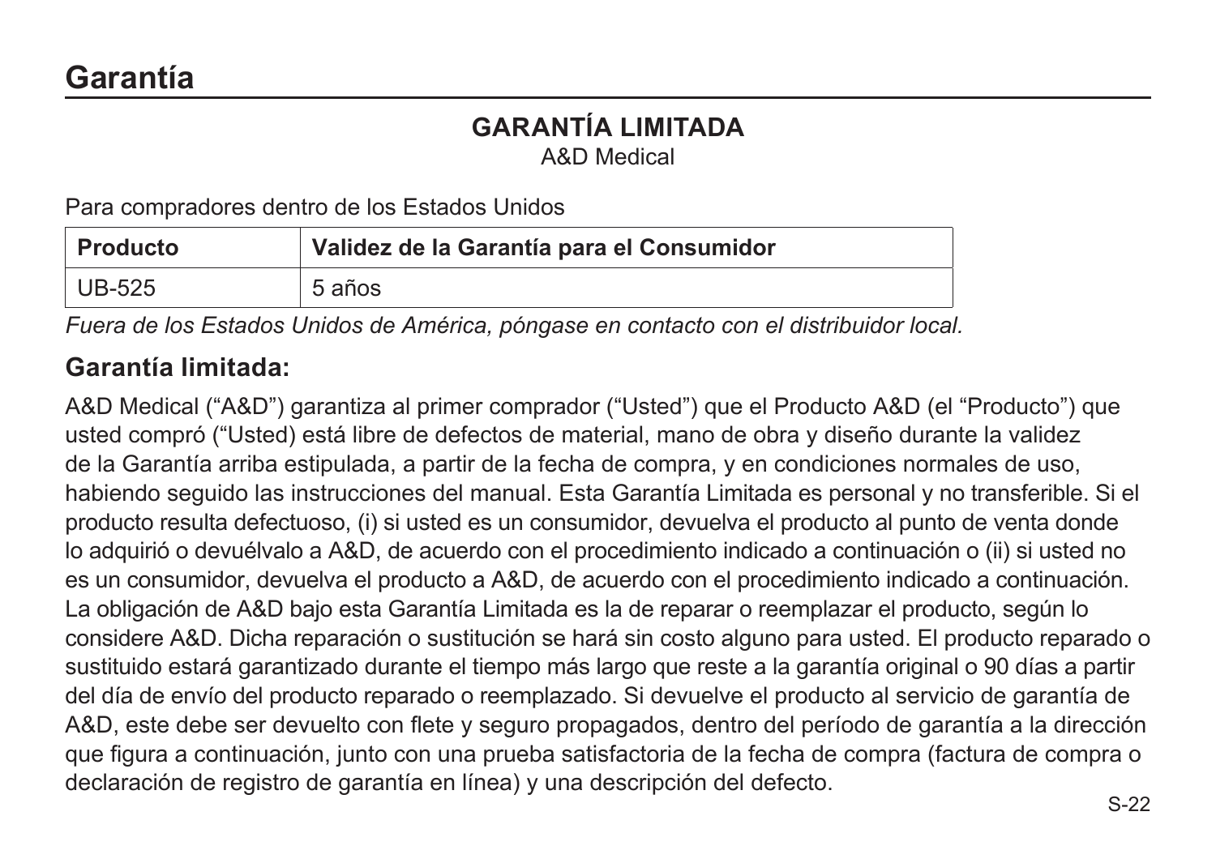# Garantía

## GARANTÍA LIMITADA

A&D Medical

Para compradores dentro de los Estados Unidos

| Producto | Validez de la Garantía para el Consumidor |
| --- | --- |
| UB-525 | 5 años |

*Fuera de los Estados Unidos de América, póngase en contacto con el distribuidor local.*

### Garantía limitada:

A&D Medical ("A&D") garantiza al primer comprador ("Usted") que el Producto A&D (el "Producto") que usted compró ("Usted) está libre de defectos de material, mano de obra y diseño durante la validez de la Garantía arriba estipulada, a partir de la fecha de compra, y en condiciones normales de uso, habiendo seguido las instrucciones del manual. Esta Garantía Limitada es personal y no transferible. Si el producto resulta defectuoso, (i) si usted es un consumidor, devuelva el producto al punto de venta donde lo adquirió o devuélvalo a A&D, de acuerdo con el procedimiento indicado a continuación o (ii) si usted no es un consumidor, devuelva el producto a A&D, de acuerdo con el procedimiento indicado a continuación. La obligación de A&D bajo esta Garantía Limitada es la de reparar o reemplazar el producto, según lo considere A&D. Dicha reparación o sustitución se hará sin costo alguno para usted. El producto reparado o sustituido estará garantizado durante el tiempo más largo que reste a la garantía original o 90 días a partir del día de envío del producto reparado o reemplazado. Si devuelve el producto al servicio de garantía de A&D, este debe ser devuelto con flete y seguro propagados, dentro del período de garantía a la dirección que figura a continuación, junto con una prueba satisfactoria de la fecha de compra (factura de compra o declaración de registro de garantía en línea) y una descripción del defecto.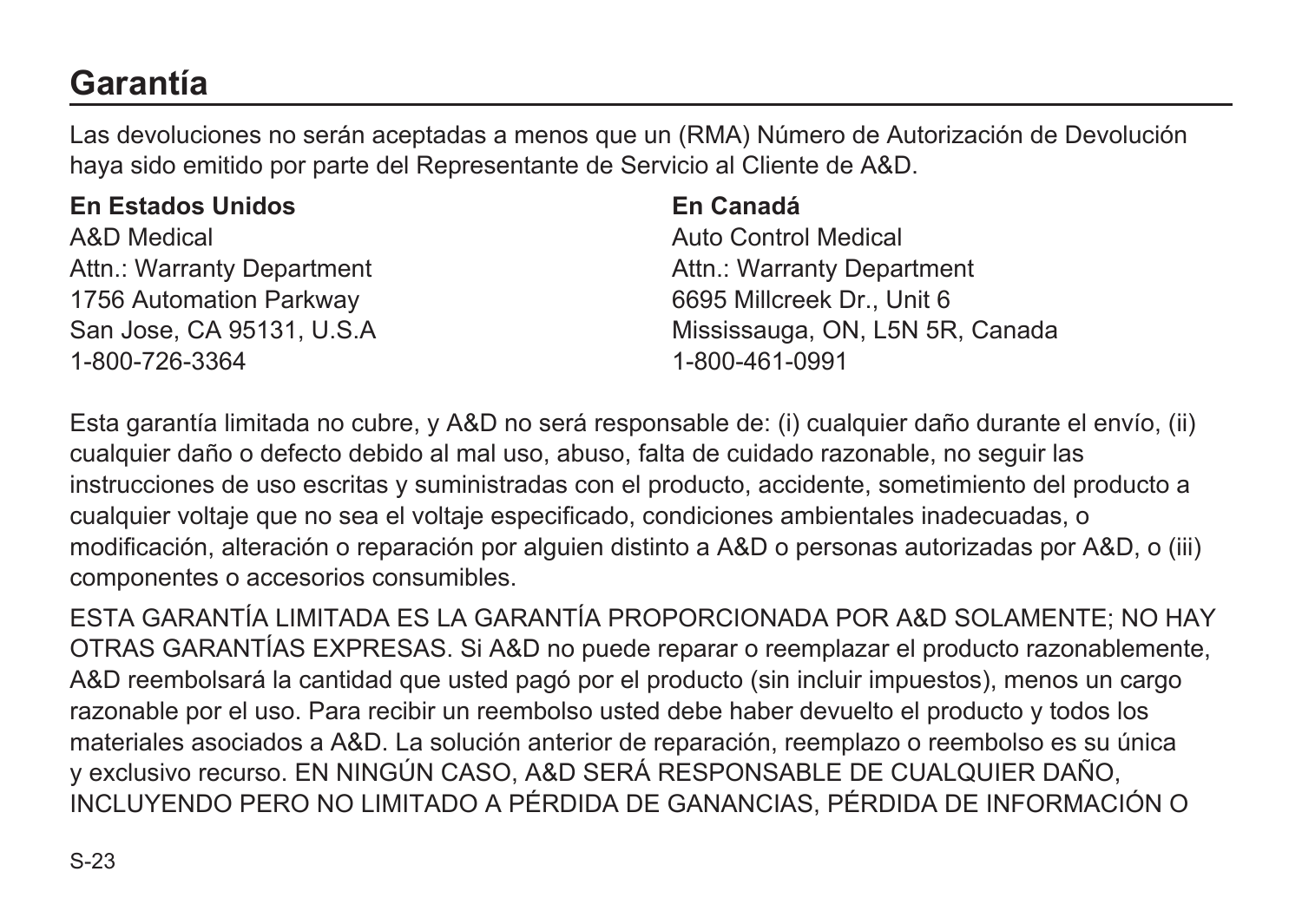# Garantía

Las devoluciones no serán aceptadas a menos que un (RMA) Número de Autorización de Devolución haya sido emitido por parte del Representante de Servicio al Cliente de A&D.

**En Estados Unidos**
A&D Medical
Attn.: Warranty Department
1756 Automation Parkway
San Jose, CA 95131, U.S.A
1-800-726-3364

**En Canadá**
Auto Control Medical
Attn.: Warranty Department
6695 Millcreek Dr., Unit 6
Mississauga, ON, L5N 5R, Canada
1-800-461-0991

Esta garantía limitada no cubre, y A&D no será responsable de: (i) cualquier daño durante el envío, (ii) cualquier daño o defecto debido al mal uso, abuso, falta de cuidado razonable, no seguir las instrucciones de uso escritas y suministradas con el producto, accidente, sometimiento del producto a cualquier voltaje que no sea el voltaje especificado, condiciones ambientales inadecuadas, o modificación, alteración o reparación por alguien distinto a A&D o personas autorizadas por A&D, o (iii) componentes o accesorios consumibles.

ESTA GARANTÍA LIMITADA ES LA GARANTÍA PROPORCIONADA POR A&D SOLAMENTE; NO HAY OTRAS GARANTÍAS EXPRESAS. Si A&D no puede reparar o reemplazar el producto razonablemente, A&D reembolsará la cantidad que usted pagó por el producto (sin incluir impuestos), menos un cargo razonable por el uso. Para recibir un reembolso usted debe haber devuelto el producto y todos los materiales asociados a A&D. La solución anterior de reparación, reemplazo o reembolso es su única y exclusivo recurso. EN NINGÚN CASO, A&D SERÁ RESPONSABLE DE CUALQUIER DAÑO, INCLUYENDO PERO NO LIMITADO A PÉRDIDA DE GANANCIAS, PÉRDIDA DE INFORMACIÓN O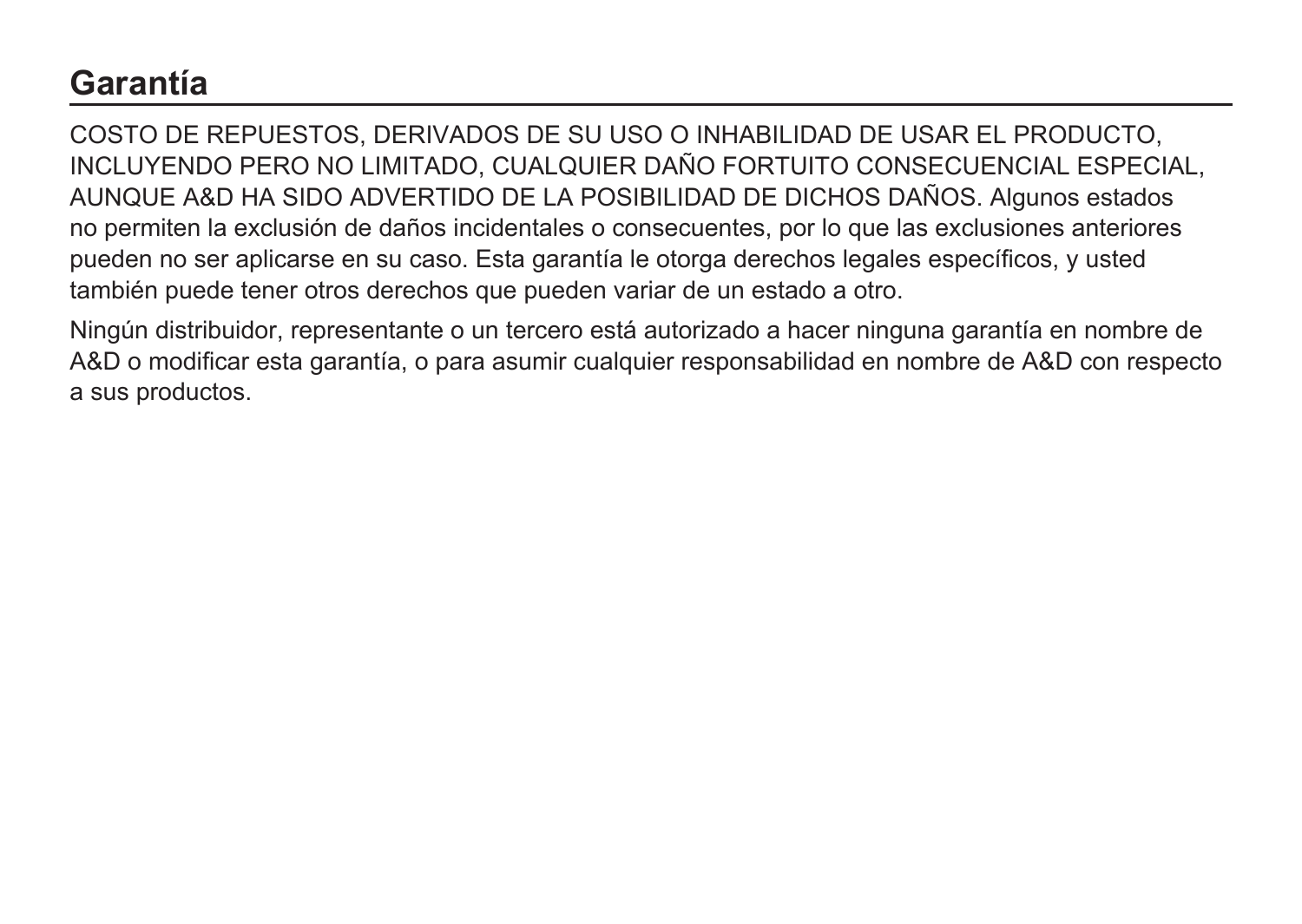## Garantía

COSTO DE REPUESTOS, DERIVADOS DE SU USO O INHABILIDAD DE USAR EL PRODUCTO, INCLUYENDO PERO NO LIMITADO, CUALQUIER DAÑO FORTUITO CONSECUENCIAL ESPECIAL, AUNQUE A&D HA SIDO ADVERTIDO DE LA POSIBILIDAD DE DICHOS DAÑOS. Algunos estados no permiten la exclusión de daños incidentales o consecuentes, por lo que las exclusiones anteriores pueden no ser aplicarse en su caso. Esta garantía le otorga derechos legales específicos, y usted también puede tener otros derechos que pueden variar de un estado a otro.

Ningún distribuidor, representante o un tercero está autorizado a hacer ninguna garantía en nombre de A&D o modificar esta garantía, o para asumir cualquier responsabilidad en nombre de A&D con respecto a sus productos.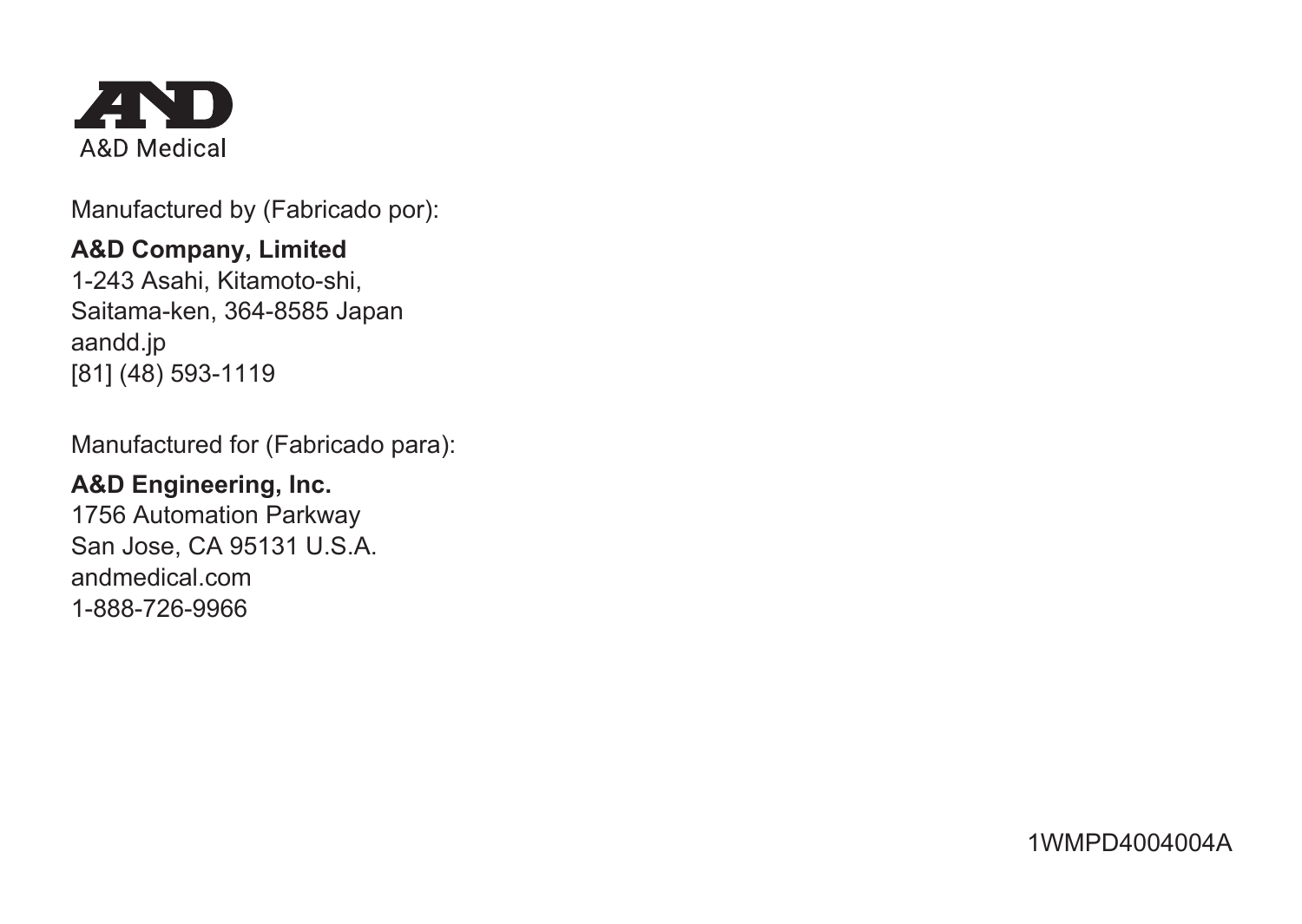A&D Medical

Manufactured by (Fabricado por):

**A&D Company, Limited**
1-243 Asahi, Kitamoto-shi,
Saitama-ken, 364-8585 Japan
aandd.jp
[81] (48) 593-1119

Manufactured for (Fabricado para):

**A&D Engineering, Inc.**
1756 Automation Parkway
San Jose, CA 95131 U.S.A.
andmedical.com
1-888-726-9966

1WMPD4004004A